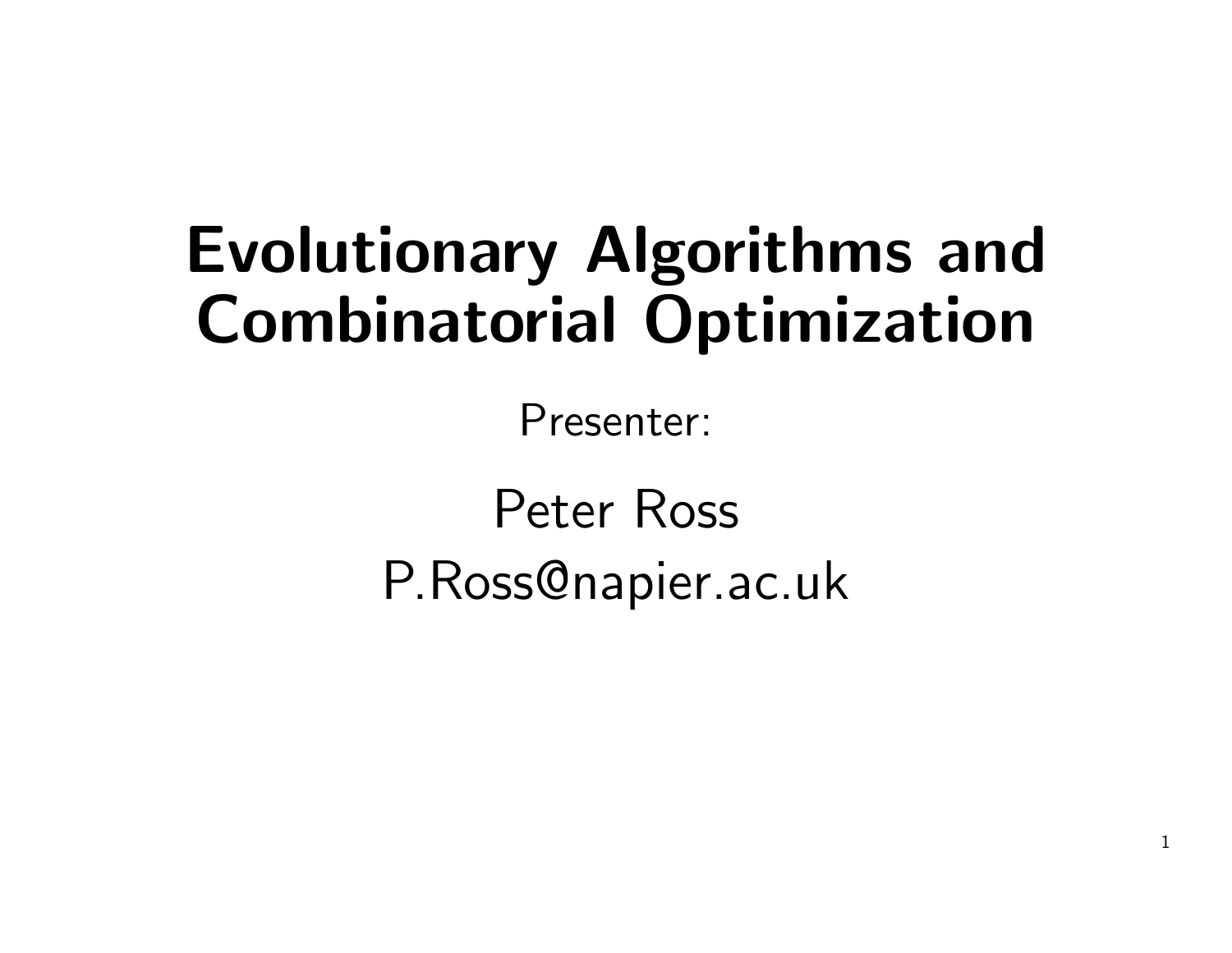# Evolutionary Algorithms and Combinatorial Optimization

Presenter:

Peter Ross

P.Ross@napier.ac.uk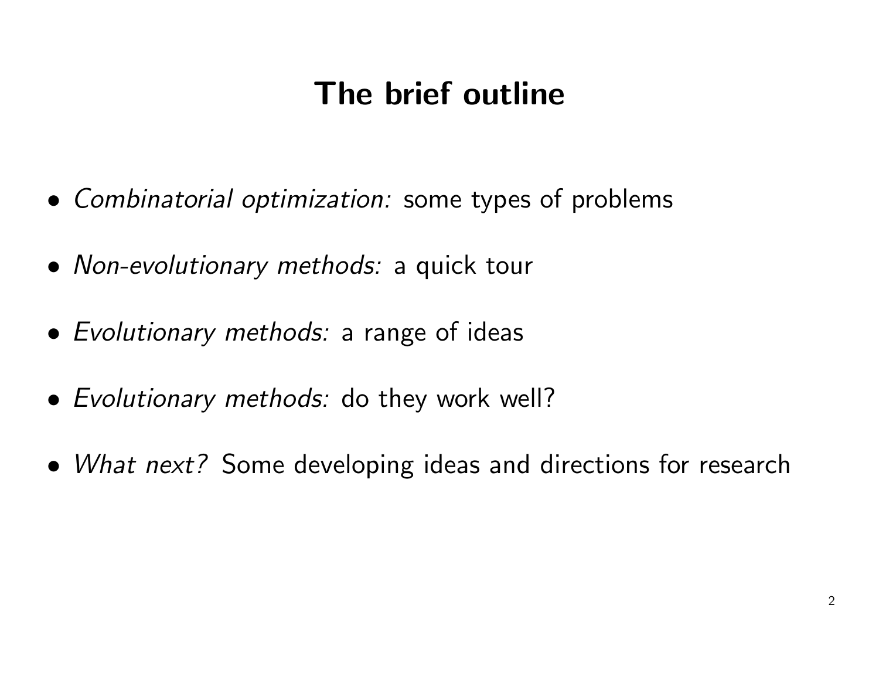# The brief outline

- *Combinatorial optimization:* some types of problems
- *Non-evolutionary methods:* a quick tour
- *Evolutionary methods:* a range of ideas
- *Evolutionary methods:* do they work well?
- *What next?* Some developing ideas and directions for research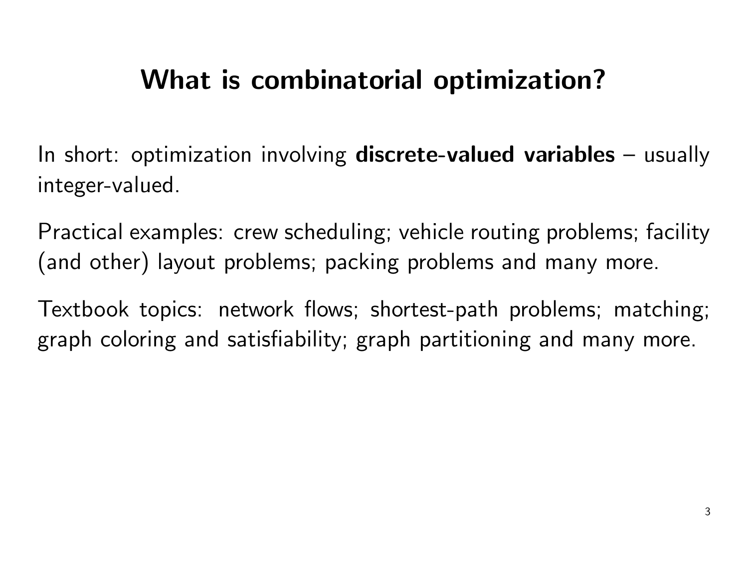# What is combinatorial optimization?

In short: optimization involving **discrete-valued variables** – usually integer-valued.

Practical examples: crew scheduling; vehicle routing problems; facility (and other) layout problems; packing problems and many more.

Textbook topics: network flows; shortest-path problems; matching; graph coloring and satisfiability; graph partitioning and many more.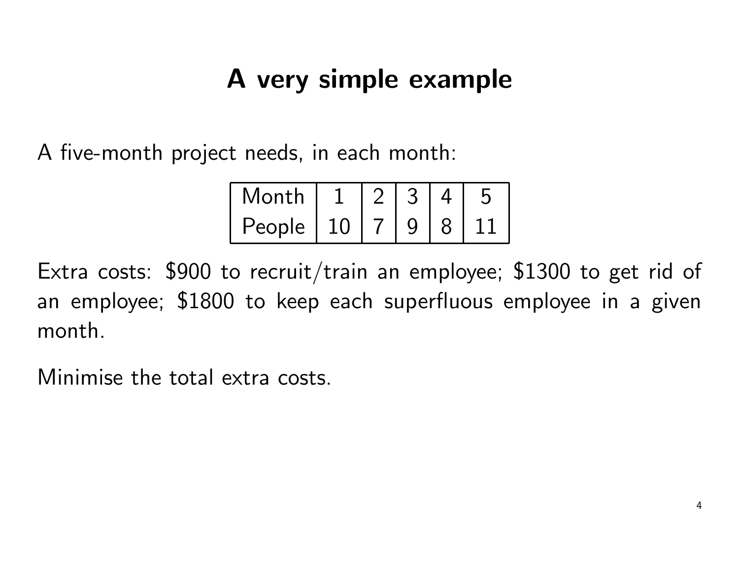# A very simple example

A five-month project needs, in each month:

| Month | 1 | 2 | 3 | 4 | 5 |
|---|---|---|---|---|---|
| People | 10 | 7 | 9 | 8 | 11 |

Extra costs: $900 to recruit/train an employee; $1300 to get rid of an employee; $1800 to keep each superfluous employee in a given month.

Minimise the total extra costs.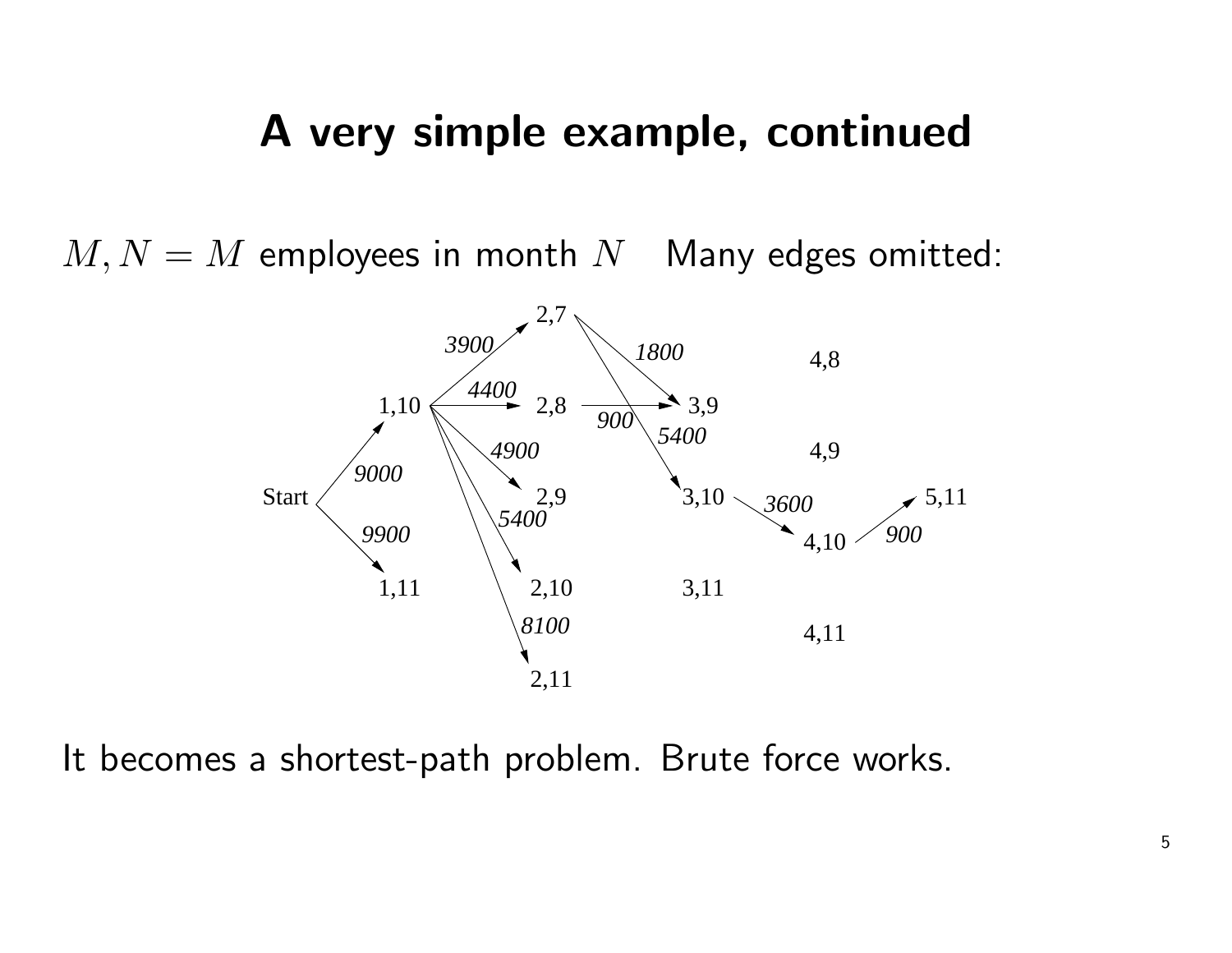# A very simple example, continued

$M, N = M$ employees in month $N$ &nbsp;&nbsp; Many edges omitted:

It becomes a shortest-path problem. Brute force works.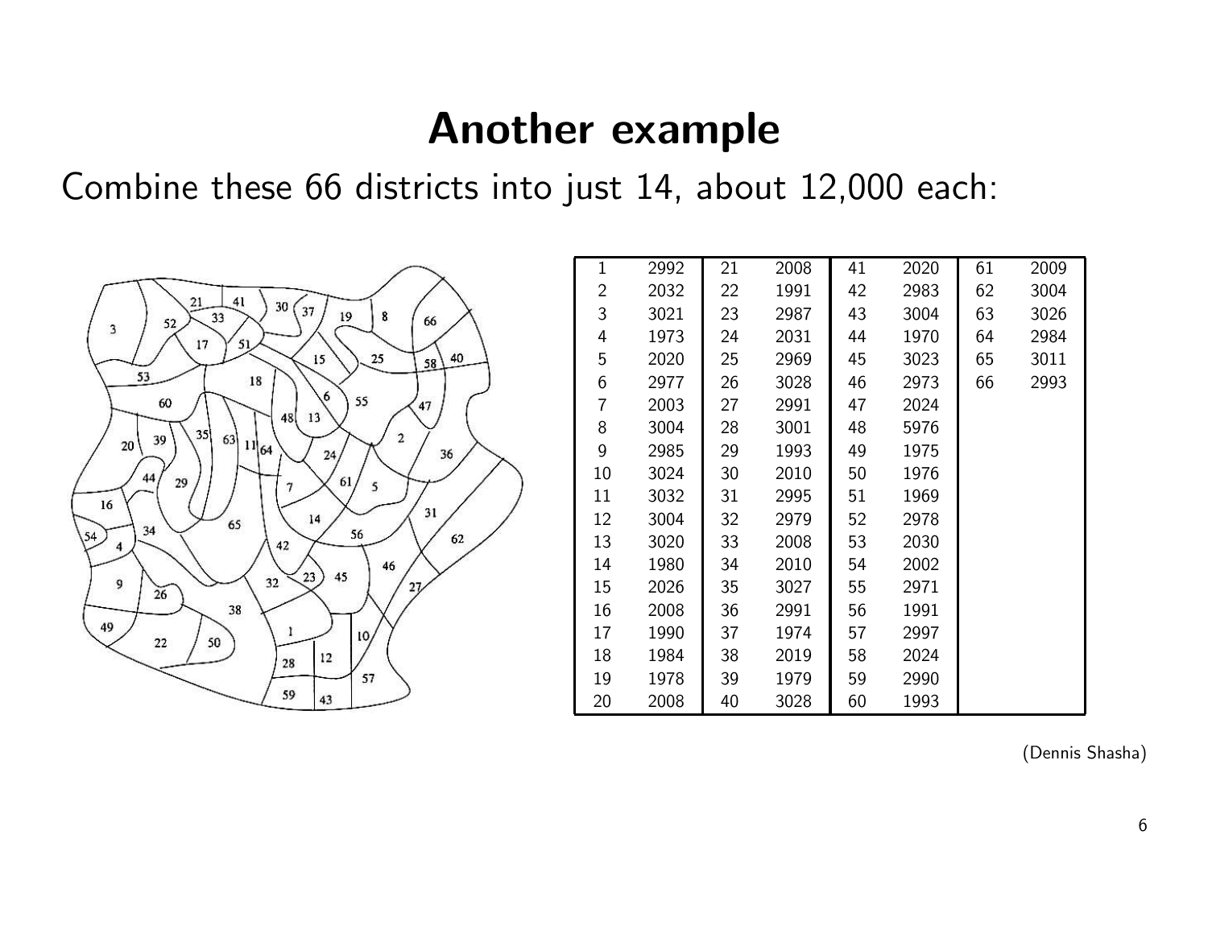# Another example

Combine these 66 districts into just 14, about 12,000 each:

| | | | | | | | |
|---|---|---|---|---|---|---|---|
| 1 | 2992 | 21 | 2008 | 41 | 2020 | 61 | 2009 |
| 2 | 2032 | 22 | 1991 | 42 | 2983 | 62 | 3004 |
| 3 | 3021 | 23 | 2987 | 43 | 3004 | 63 | 3026 |
| 4 | 1973 | 24 | 2031 | 44 | 1970 | 64 | 2984 |
| 5 | 2020 | 25 | 2969 | 45 | 3023 | 65 | 3011 |
| 6 | 2977 | 26 | 3028 | 46 | 2973 | 66 | 2993 |
| 7 | 2003 | 27 | 2991 | 47 | 2024 | | |
| 8 | 3004 | 28 | 3001 | 48 | 5976 | | |
| 9 | 2985 | 29 | 1993 | 49 | 1975 | | |
| 10 | 3024 | 30 | 2010 | 50 | 1976 | | |
| 11 | 3032 | 31 | 2995 | 51 | 1969 | | |
| 12 | 3004 | 32 | 2979 | 52 | 2978 | | |
| 13 | 3020 | 33 | 2008 | 53 | 2030 | | |
| 14 | 1980 | 34 | 2010 | 54 | 2002 | | |
| 15 | 2026 | 35 | 3027 | 55 | 2971 | | |
| 16 | 2008 | 36 | 2991 | 56 | 1991 | | |
| 17 | 1990 | 37 | 1974 | 57 | 2997 | | |
| 18 | 1984 | 38 | 2019 | 58 | 2024 | | |
| 19 | 1978 | 39 | 1979 | 59 | 2990 | | |
| 20 | 2008 | 40 | 3028 | 60 | 1993 | | |

(Dennis Shasha)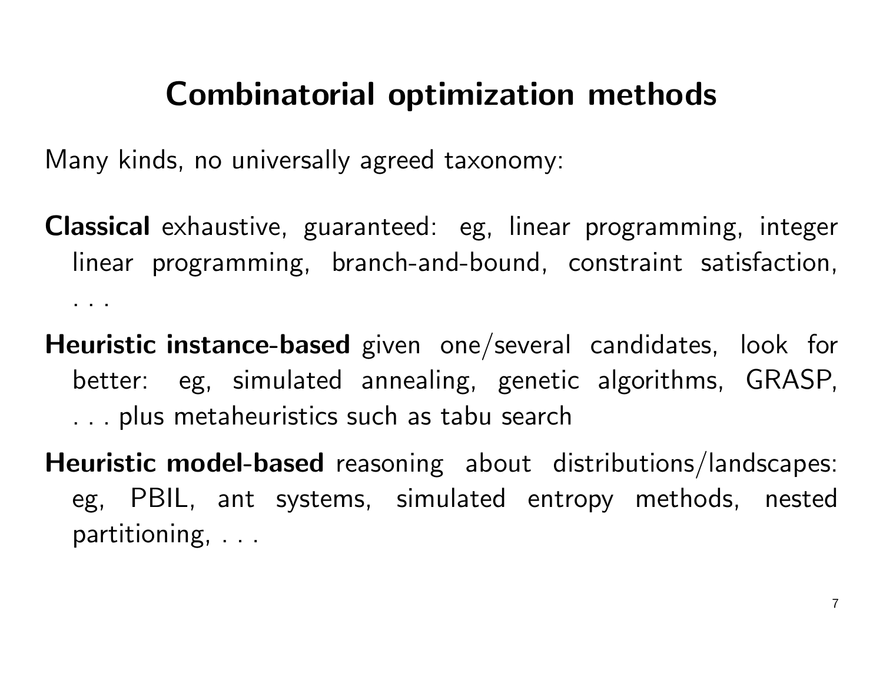# Combinatorial optimization methods

Many kinds, no universally agreed taxonomy:

**Classical** exhaustive, guaranteed: eg, linear programming, integer linear programming, branch-and-bound, constraint satisfaction, . . .

**Heuristic instance-based** given one/several candidates, look for better: eg, simulated annealing, genetic algorithms, GRASP, . . . plus metaheuristics such as tabu search

**Heuristic model-based** reasoning about distributions/landscapes: eg, PBIL, ant systems, simulated entropy methods, nested partitioning, . . .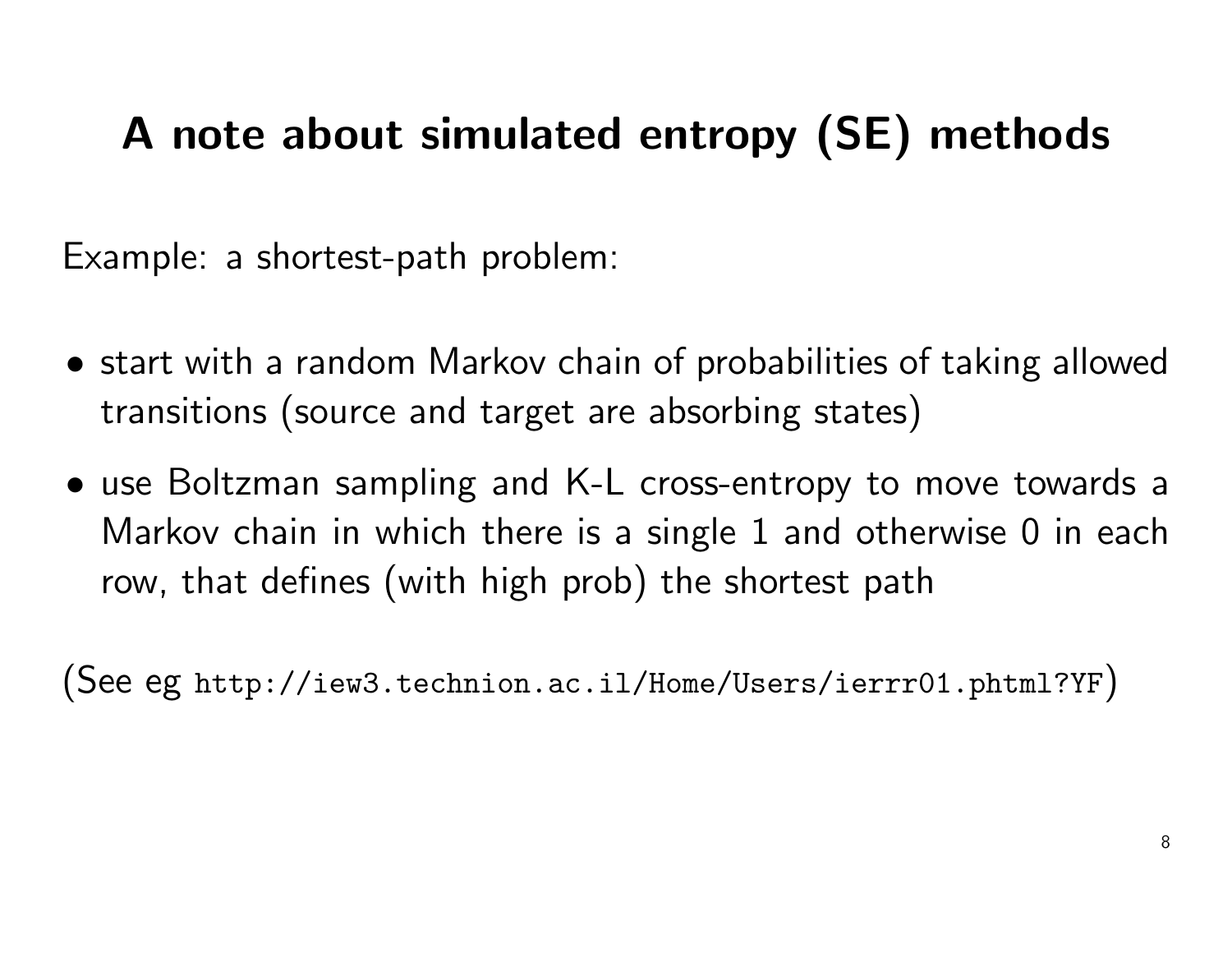# A note about simulated entropy (SE) methods

Example: a shortest-path problem:

- start with a random Markov chain of probabilities of taking allowed transitions (source and target are absorbing states)
- use Boltzman sampling and K-L cross-entropy to move towards a Markov chain in which there is a single 1 and otherwise 0 in each row, that defines (with high prob) the shortest path

(See eg `http://iew3.technion.ac.il/Home/Users/ierrr01.phtml?YF`)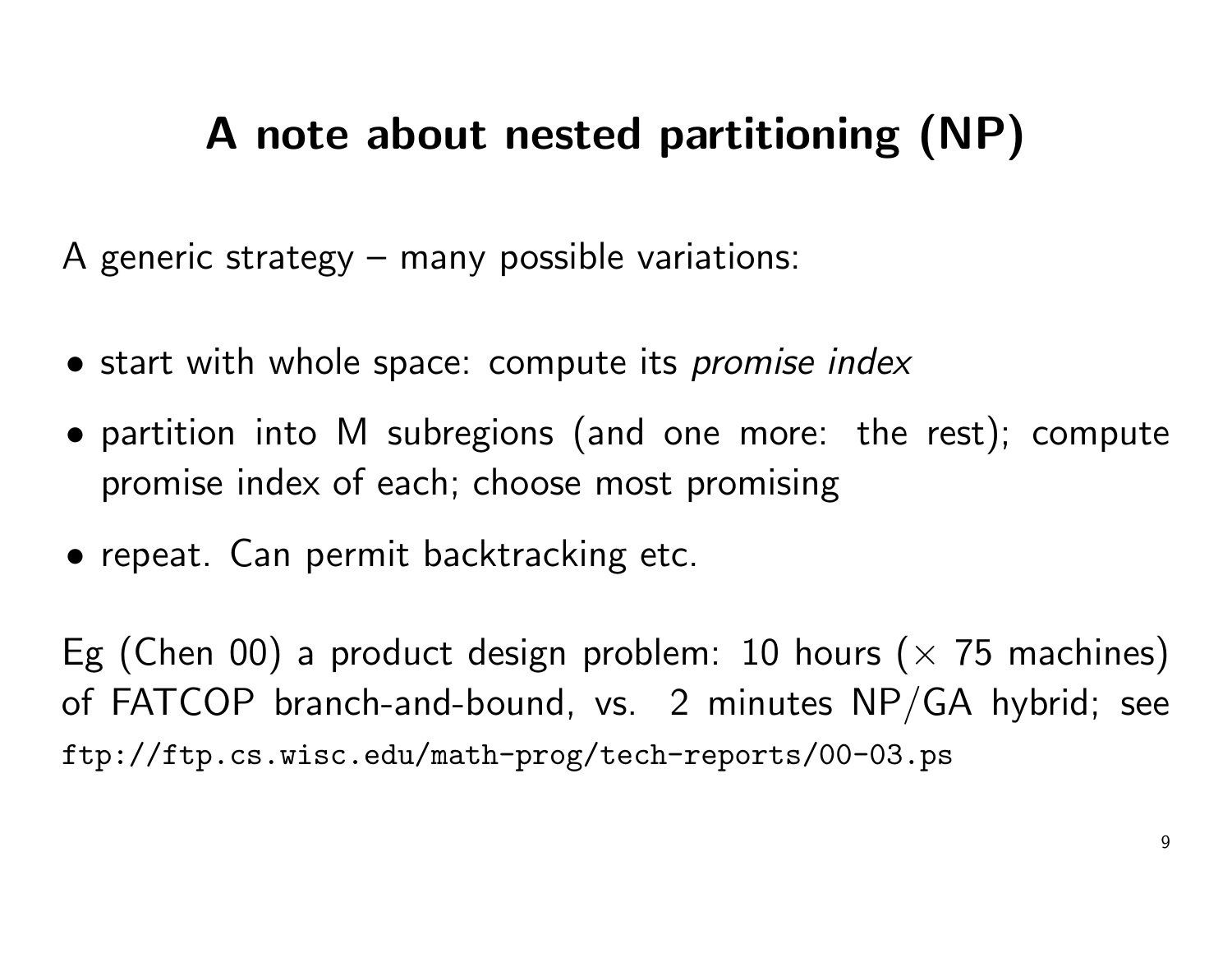# A note about nested partitioning (NP)

A generic strategy – many possible variations:

- start with whole space: compute its *promise index*
- partition into M subregions (and one more: the rest); compute promise index of each; choose most promising
- repeat. Can permit backtracking etc.

Eg (Chen 00) a product design problem: 10 hours ($\times$ 75 machines) of FATCOP branch-and-bound, vs. 2 minutes NP/GA hybrid; see `ftp://ftp.cs.wisc.edu/math-prog/tech-reports/00-03.ps`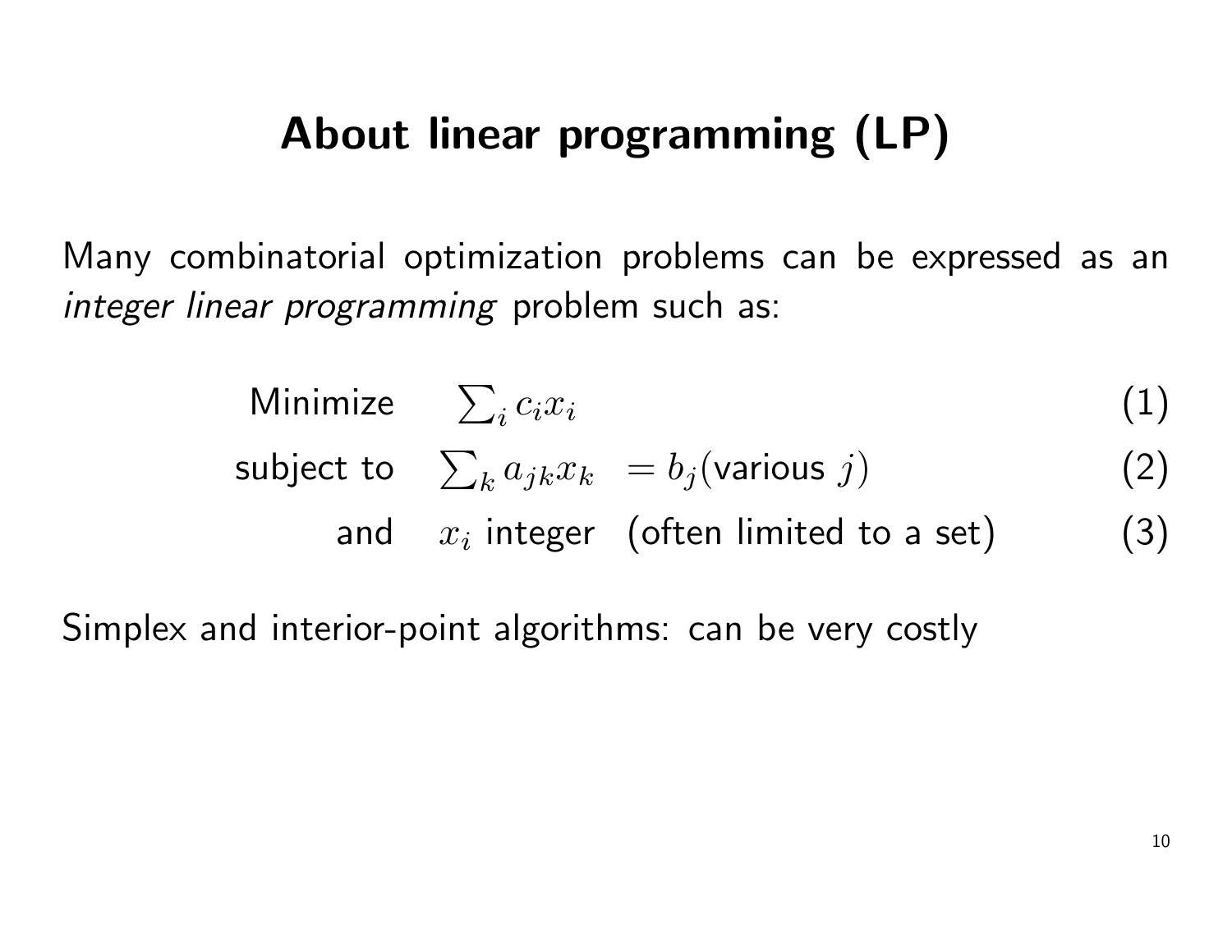# About linear programming (LP)

Many combinatorial optimization problems can be expressed as an *integer linear programming* problem such as:

$$
\begin{aligned}
\text{Minimize} \quad & \textstyle\sum_i c_i x_i & & (1)\\
\text{subject to} \quad & \textstyle\sum_k a_{jk} x_k = b_j (\text{various } j) & & (2)\\
\text{and} \quad & x_i \text{ integer} \quad (\text{often limited to a set}) & & (3)
\end{aligned}
$$

Simplex and interior-point algorithms: can be very costly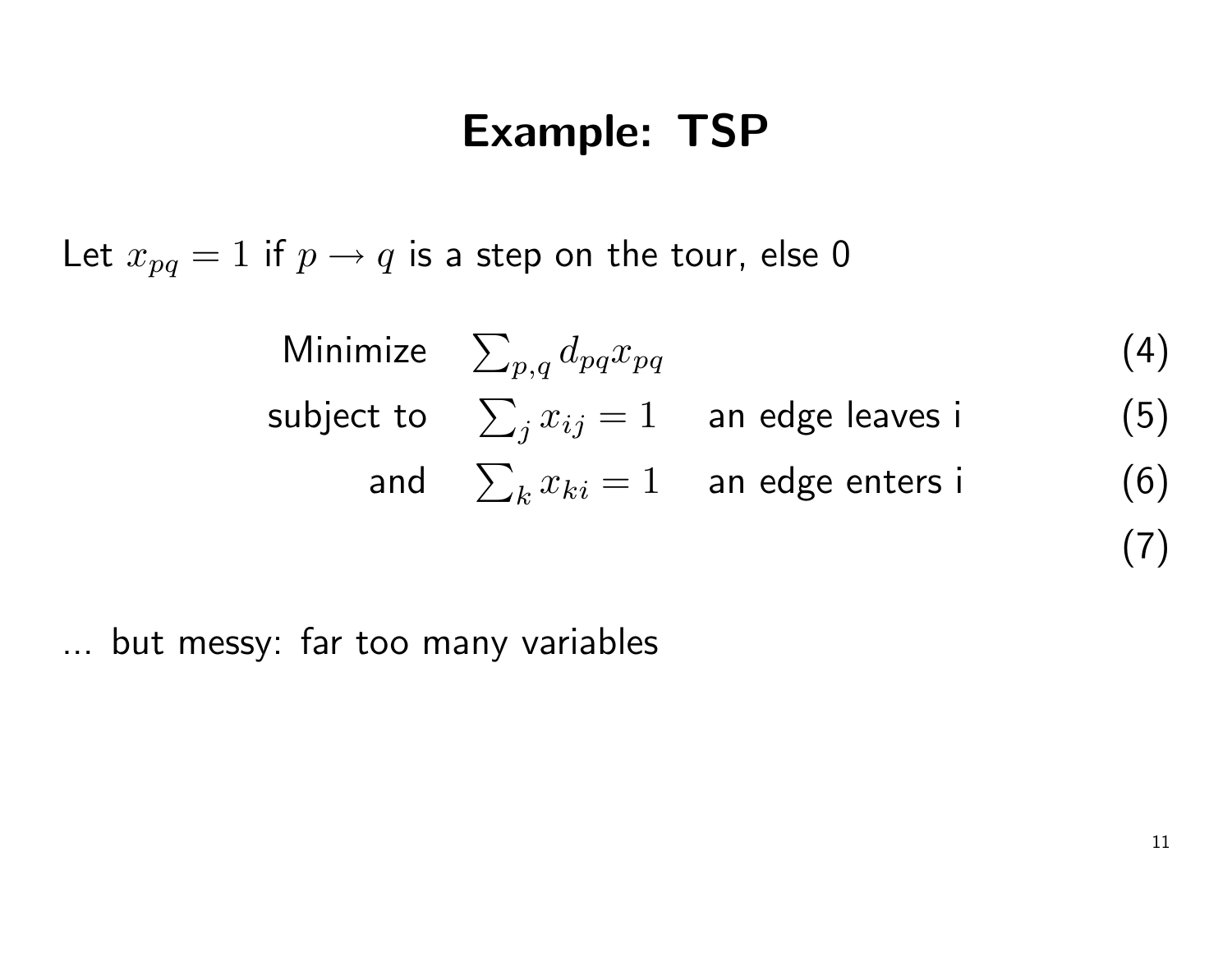# Example: TSP

Let $x_{pq} = 1$ if $p \rightarrow q$ is a step on the tour, else 0

$$
\begin{aligned}
\text{Minimize} \quad & \textstyle\sum_{p,q} d_{pq} x_{pq} & & (4) \\
\text{subject to} \quad & \textstyle\sum_{j} x_{ij} = 1 & \text{an edge leaves i} \quad & (5) \\
\text{and} \quad & \textstyle\sum_{k} x_{ki} = 1 & \text{an edge enters i} \quad & (6) \\
& & & (7)
\end{aligned}
$$

... but messy: far too many variables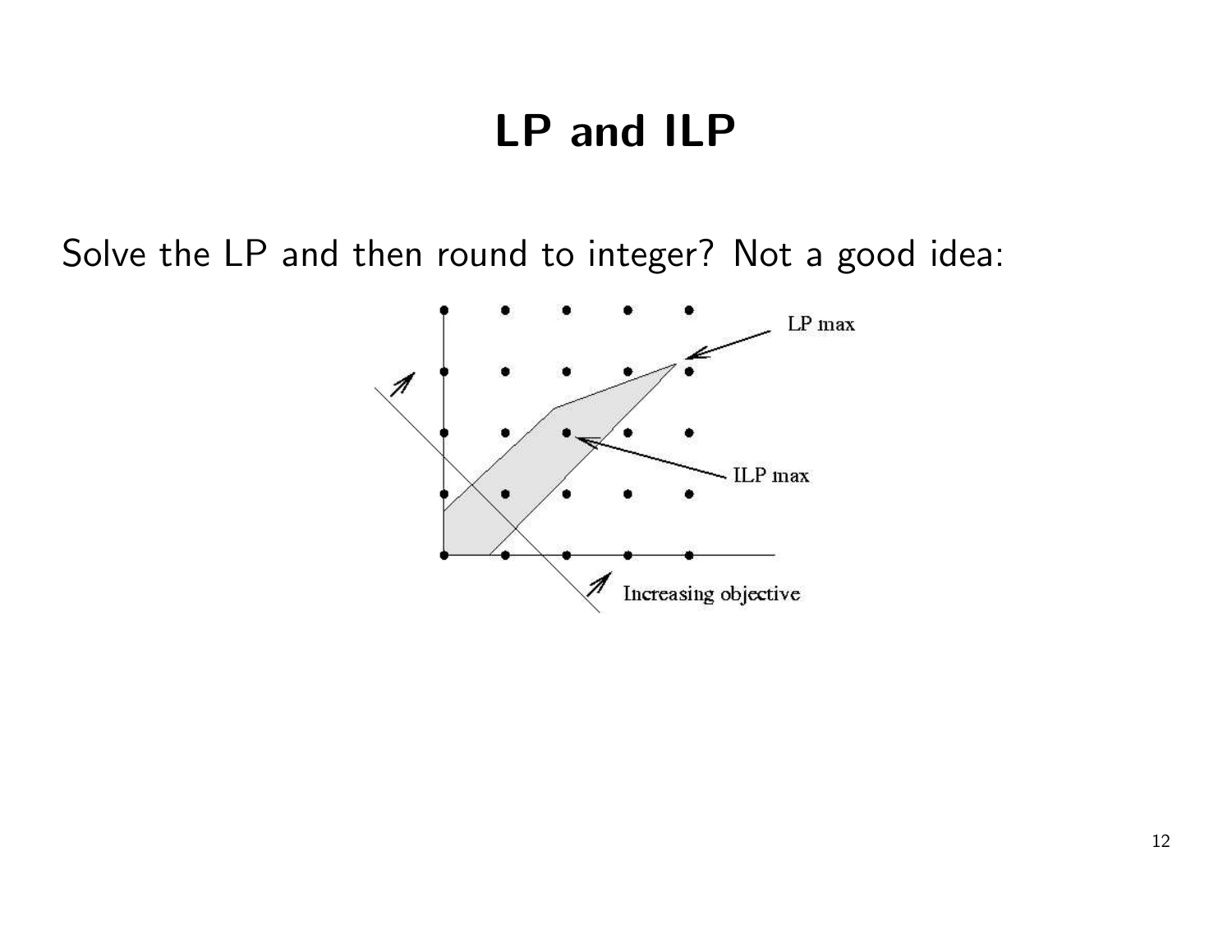# LP and ILP

Solve the LP and then round to integer? Not a good idea: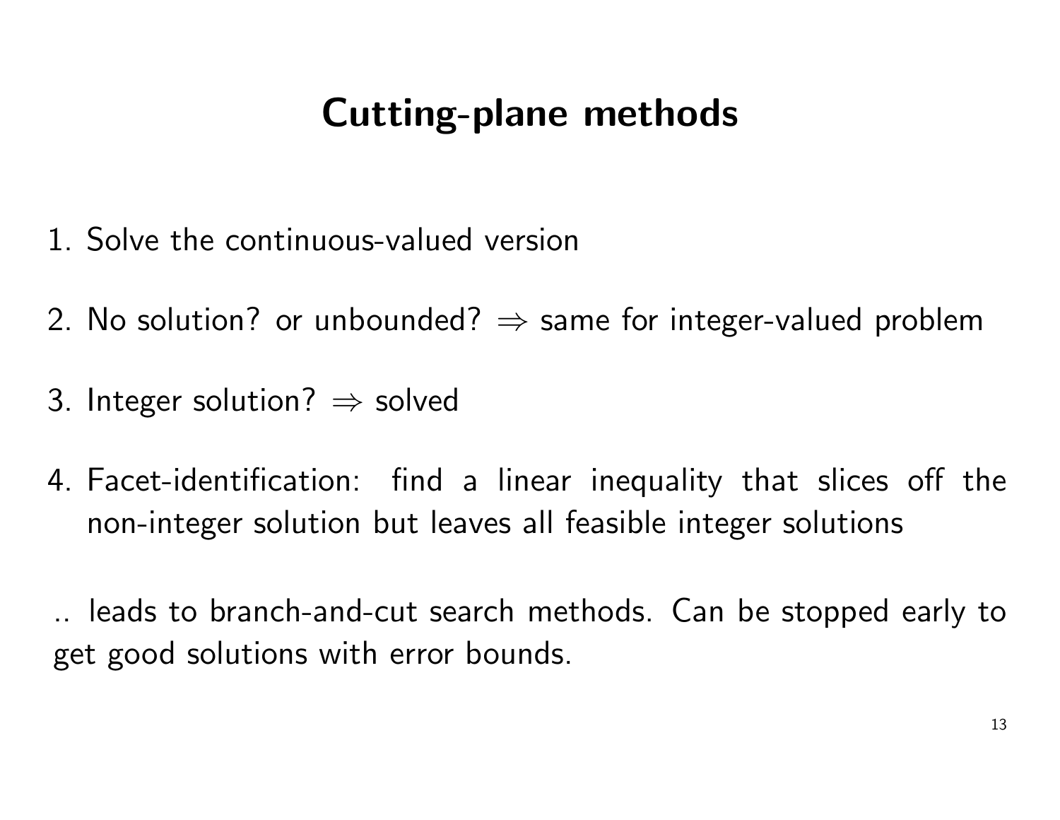# Cutting-plane methods

1. Solve the continuous-valued version
2. No solution? or unbounded? $\Rightarrow$ same for integer-valued problem
3. Integer solution? $\Rightarrow$ solved
4. Facet-identification: find a linear inequality that slices off the non-integer solution but leaves all feasible integer solutions

.. leads to branch-and-cut search methods. Can be stopped early to get good solutions with error bounds.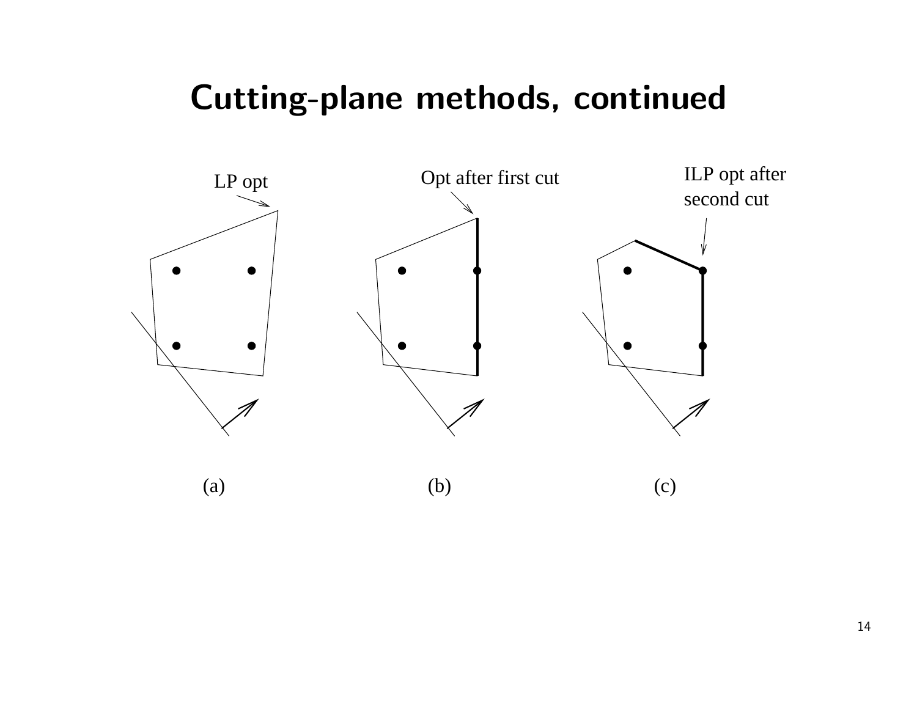# Cutting-plane methods, continued

LP opt

Opt after first cut

ILP opt after second cut

(a) (b) (c)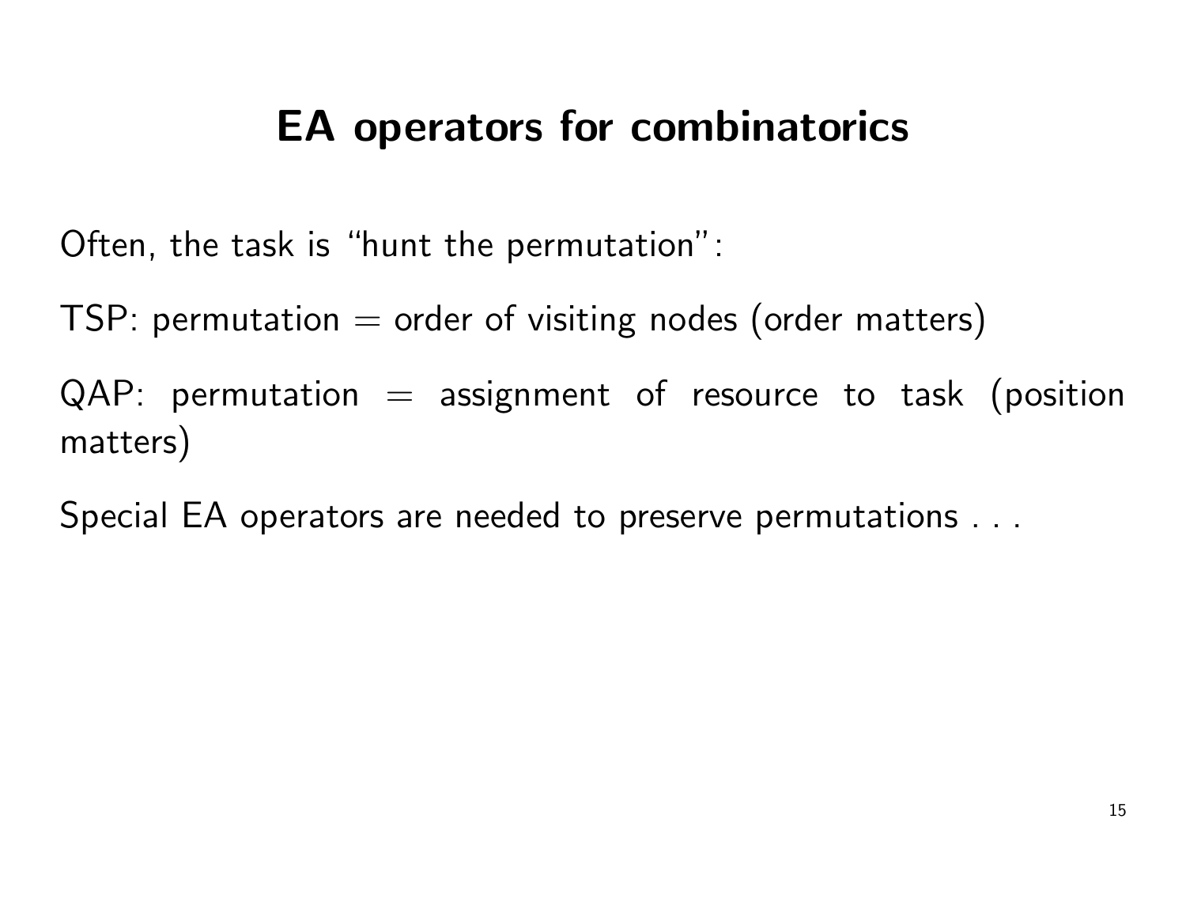# EA operators for combinatorics

Often, the task is "hunt the permutation":

TSP: permutation = order of visiting nodes (order matters)

QAP: permutation = assignment of resource to task (position matters)

Special EA operators are needed to preserve permutations . . .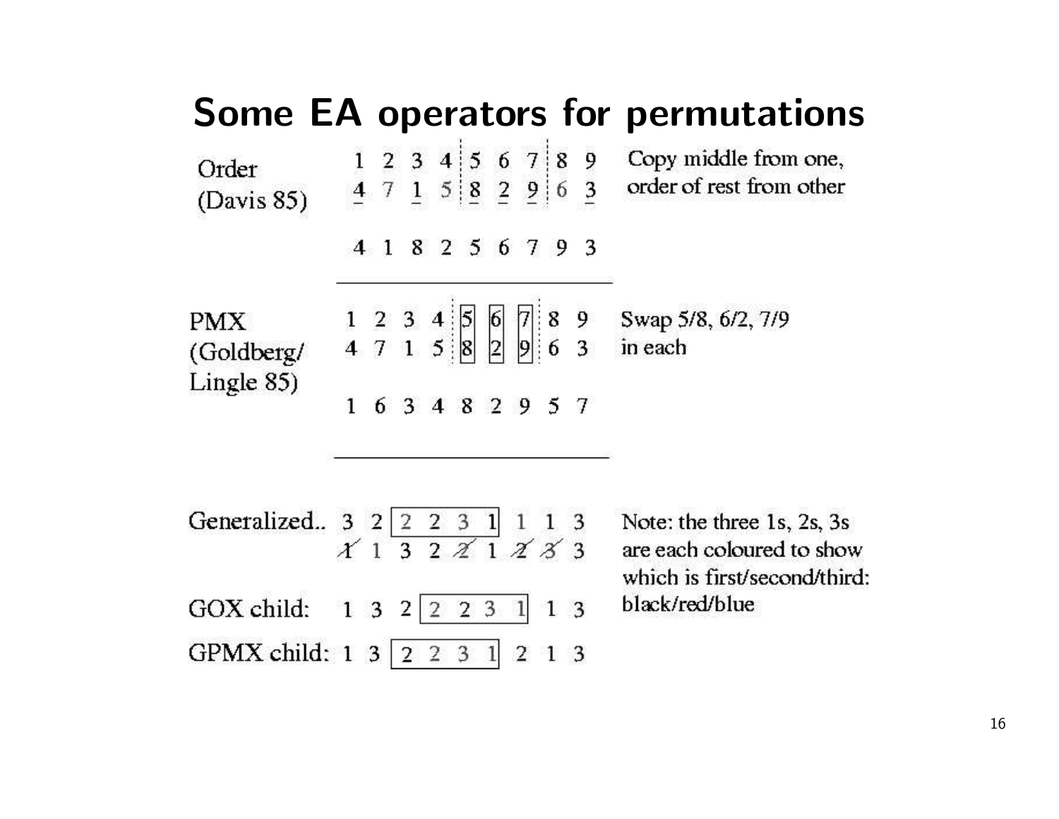# Some EA operators for permutations

**Order (Davis 85)** — Copy middle from one, order of rest from other

```
1 2 3 4 | 5 6 7 | 8 9
4 7 1 5 | 8 2 9 | 6 3

4 1 8 2 5 6 7 9 3
```

---

**PMX (Goldberg/ Lingle 85)** — Swap 5/8, 6/2, 7/9 in each

```
1 2 3 4 | [5] [6] [7] | 8 9
4 7 1 5 | [8] [2] [9] | 6 3

1 6 3 4 8 2 9 5 7
```

---

**Generalized..**

```
3 2 [2 2 3 1] 1 1 3
1 1 3 2 2 1 2 3 3
```

(In the second row, the 1st, 5th, 7th and 8th values are struck through.)

**GOX child:** `1 3 2 [2 2 3 1] 1 3`

**GPMX child:** `1 3 [2 2 3 1] 2 1 3`

Note: the three 1s, 2s, 3s are each coloured to show which is first/second/third: black/red/blue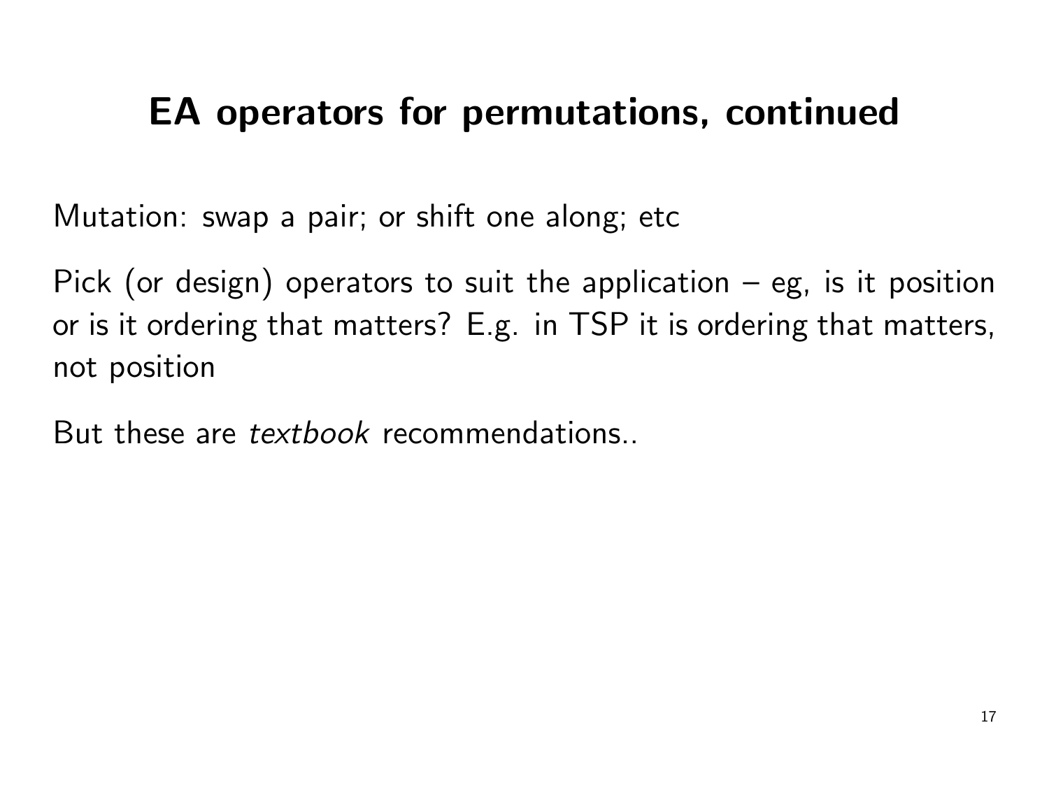# EA operators for permutations, continued

Mutation: swap a pair; or shift one along; etc

Pick (or design) operators to suit the application – eg, is it position or is it ordering that matters? E.g. in TSP it is ordering that matters, not position

But these are *textbook* recommendations..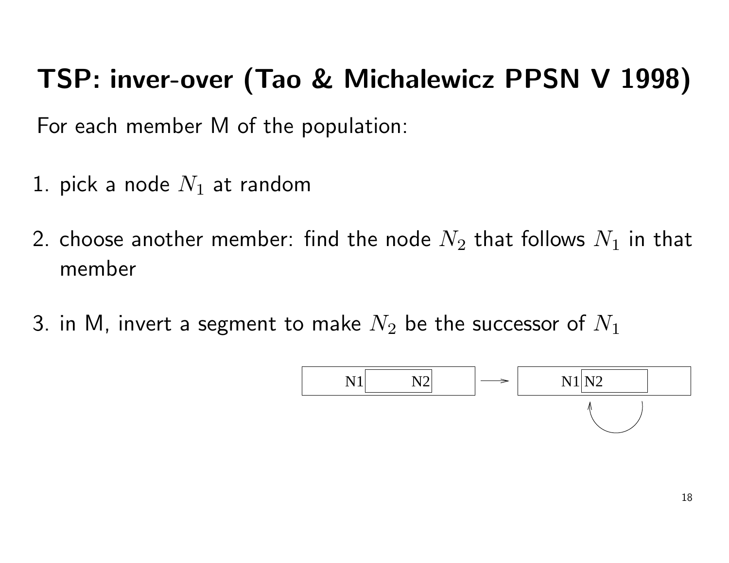# TSP: inver-over (Tao & Michalewicz PPSN V 1998)

For each member M of the population:

1. pick a node $N_1$ at random
2. choose another member: find the node $N_2$ that follows $N_1$ in that member
3. in M, invert a segment to make $N_2$ be the successor of $N_1$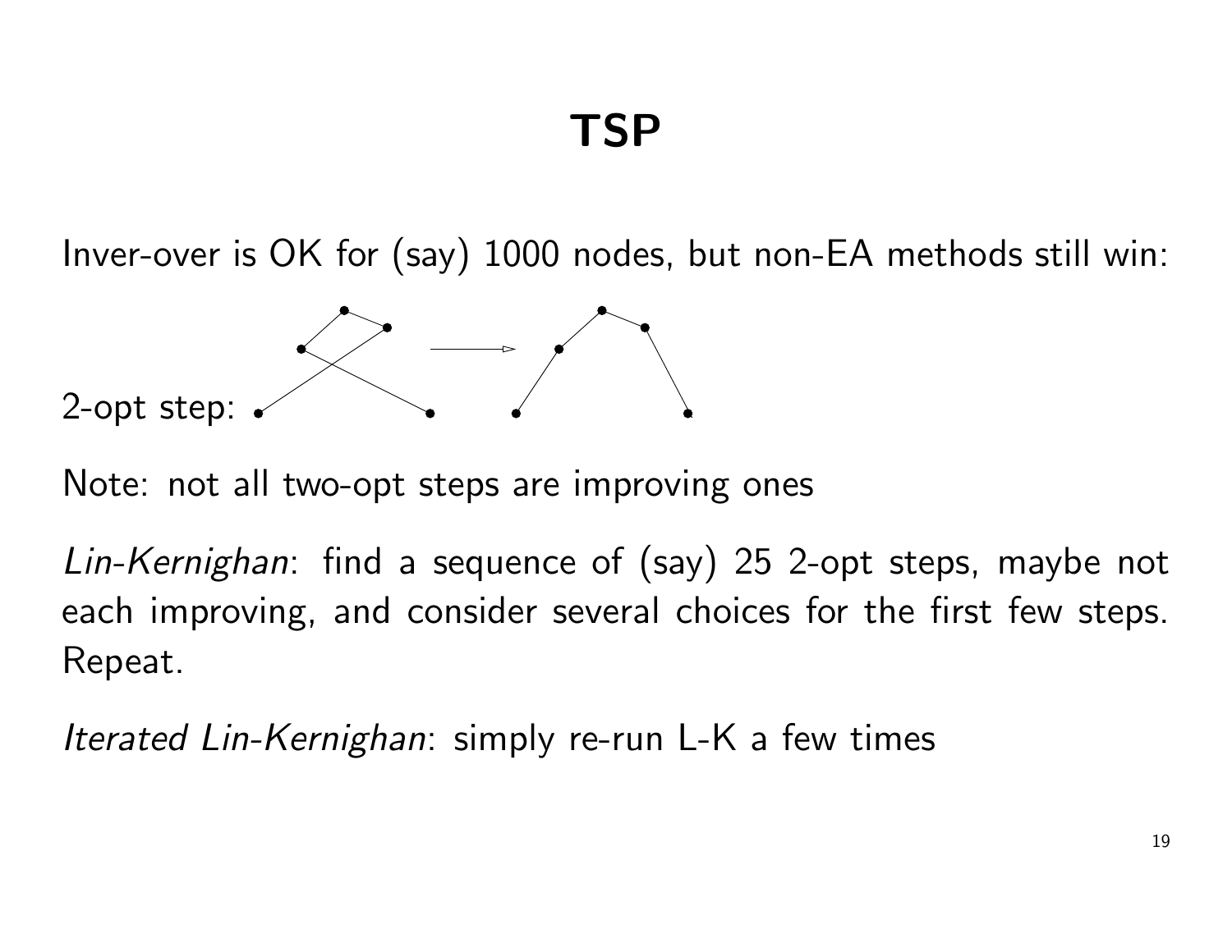# TSP

Inver-over is OK for (say) 1000 nodes, but non-EA methods still win:

2-opt step:

Note: not all two-opt steps are improving ones

*Lin-Kernighan*: find a sequence of (say) 25 2-opt steps, maybe not each improving, and consider several choices for the first few steps. Repeat.

*Iterated Lin-Kernighan*: simply re-run L-K a few times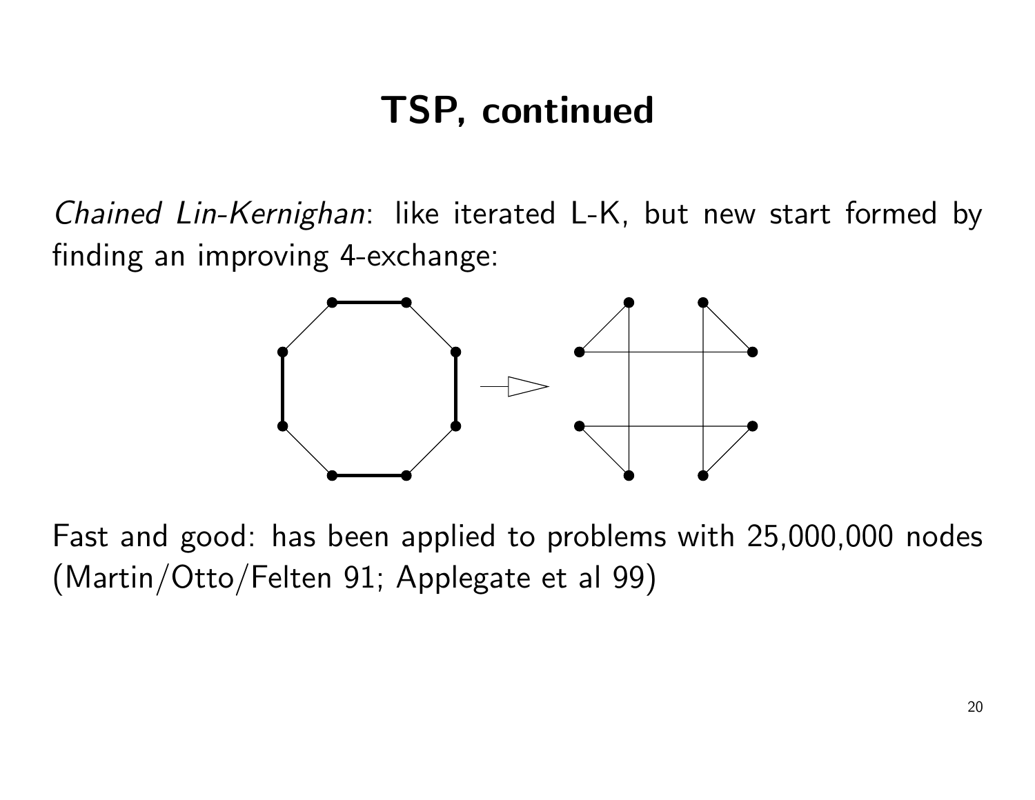# TSP, continued

*Chained Lin-Kernighan*: like iterated L-K, but new start formed by finding an improving 4-exchange:

Fast and good: has been applied to problems with 25,000,000 nodes (Martin/Otto/Felten 91; Applegate et al 99)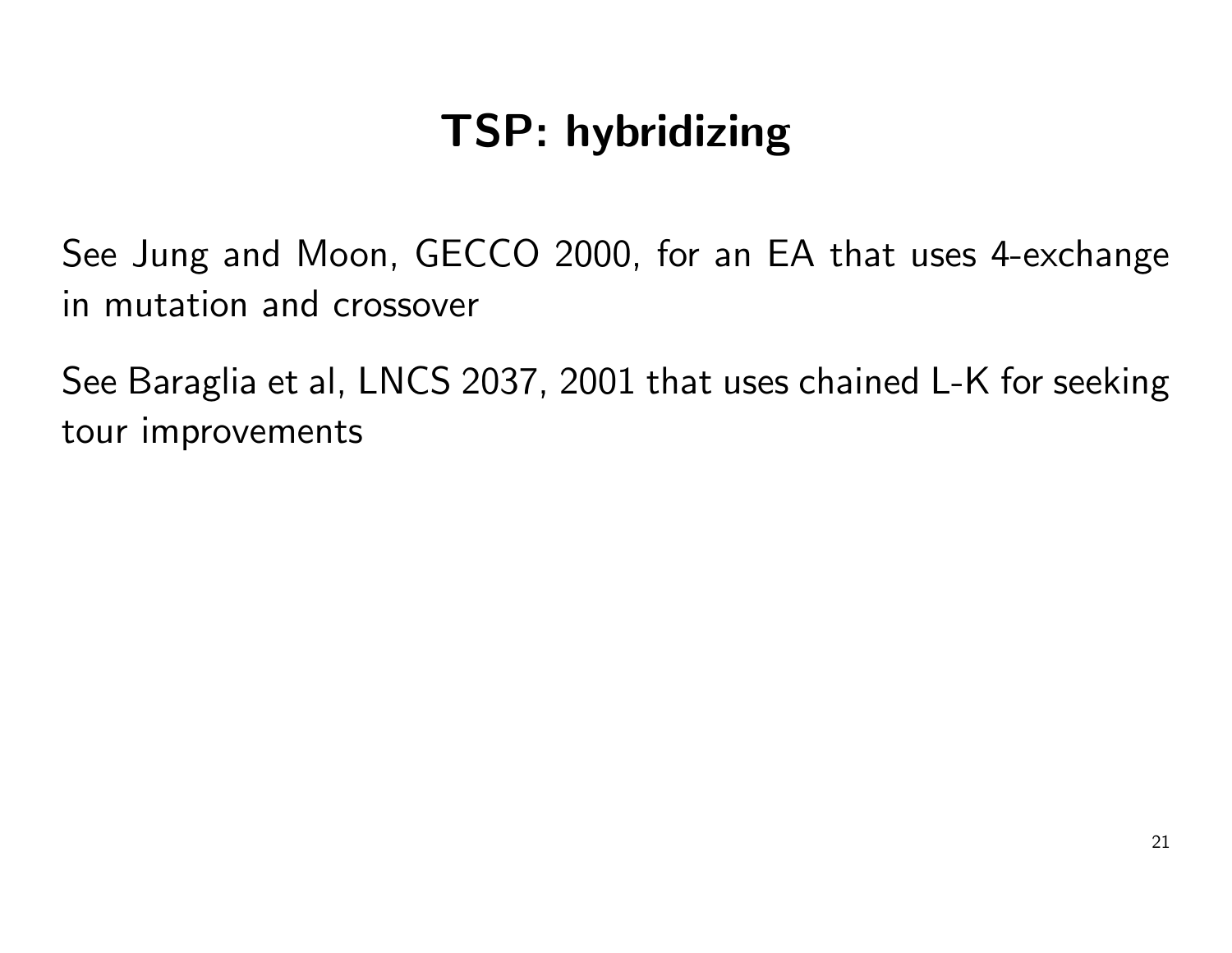# TSP: hybridizing

See Jung and Moon, GECCO 2000, for an EA that uses 4-exchange in mutation and crossover

See Baraglia et al, LNCS 2037, 2001 that uses chained L-K for seeking tour improvements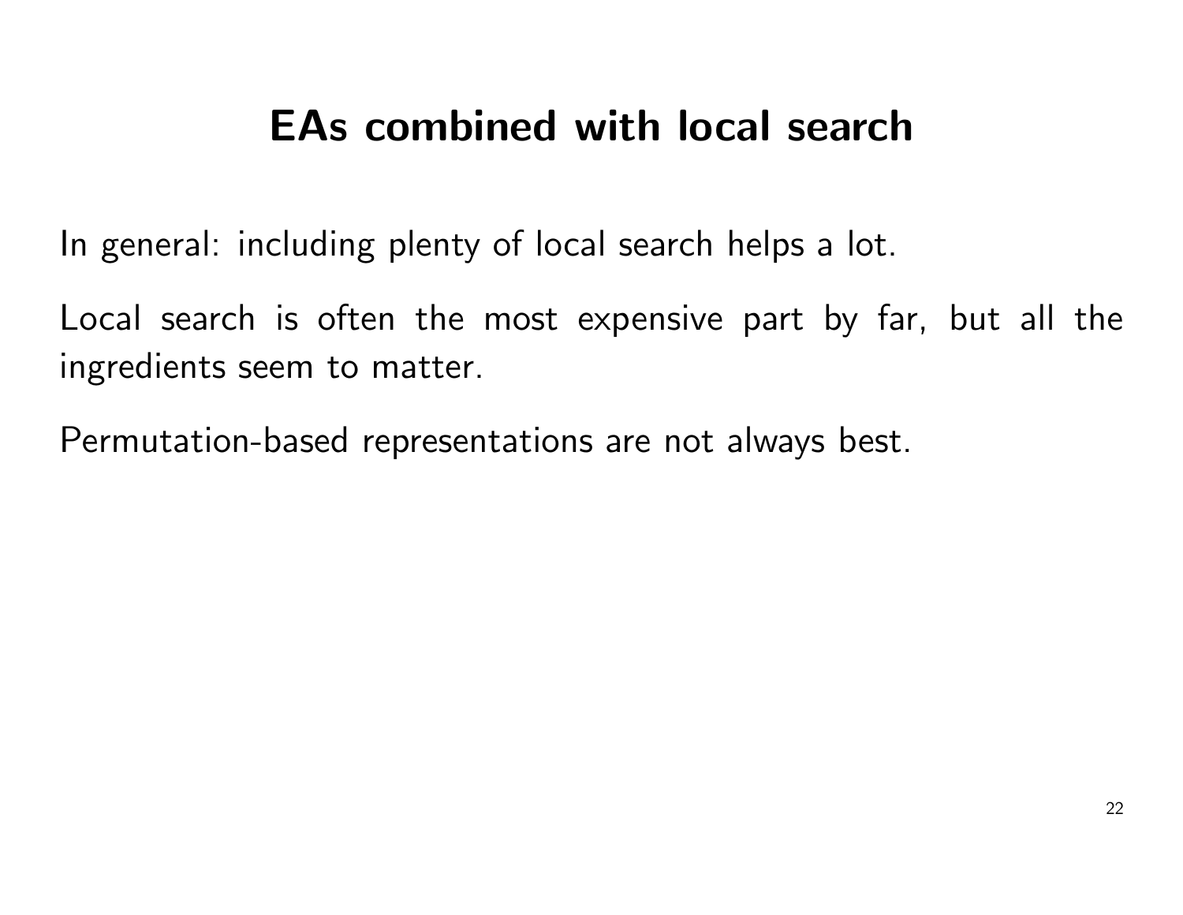# EAs combined with local search

In general: including plenty of local search helps a lot.

Local search is often the most expensive part by far, but all the ingredients seem to matter.

Permutation-based representations are not always best.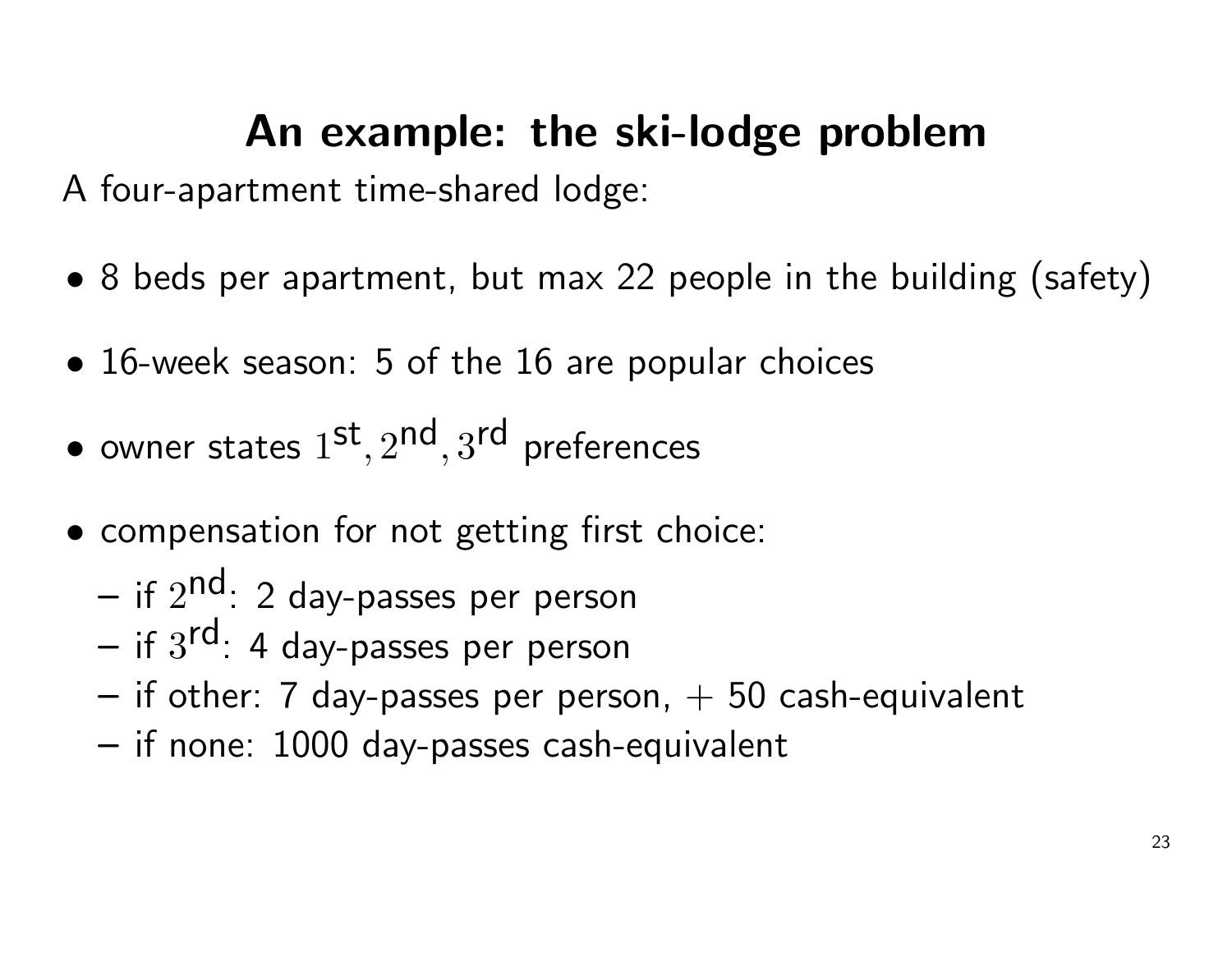# An example: the ski-lodge problem

A four-apartment time-shared lodge:

- 8 beds per apartment, but max 22 people in the building (safety)
- 16-week season: 5 of the 16 are popular choices
- owner states $1^{\text{st}}, 2^{\text{nd}}, 3^{\text{rd}}$ preferences
- compensation for not getting first choice:
  - if $2^{\text{nd}}$: 2 day-passes per person
  - if $3^{\text{rd}}$: 4 day-passes per person
  - if other: 7 day-passes per person, + 50 cash-equivalent
  - if none: 1000 day-passes cash-equivalent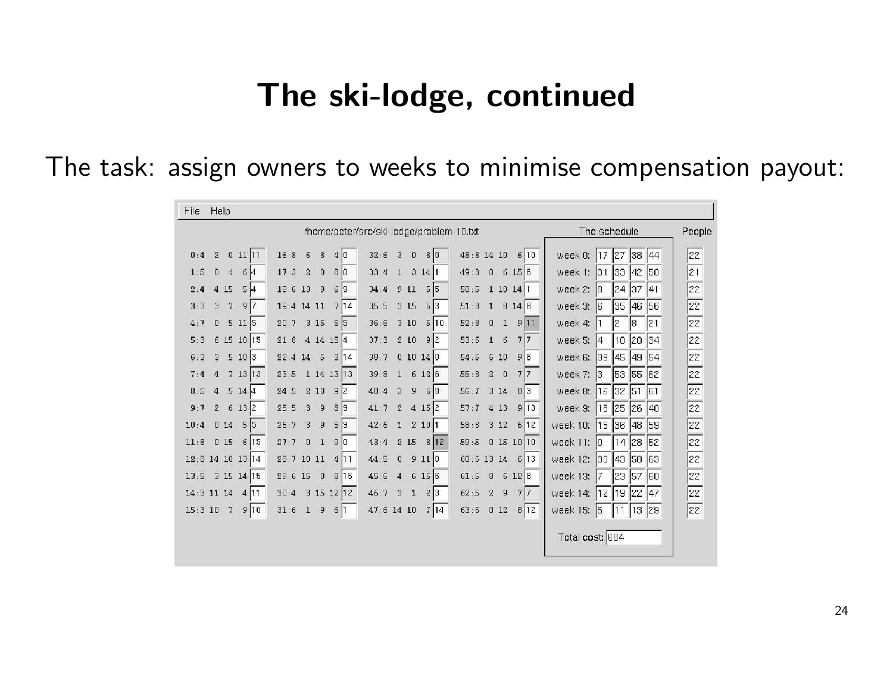# The ski-lodge, continued

The task: assign owners to weeks to minimise compensation payout:

File Help

/home/peter/src/ski-lodge/problem-10.txt

| | | | |
|---|---|---|---|
| 0:4 2 0 11 [11] | 16:8 6 8 4 [8] | 32:6 3 0 8 [8] | 48:8 14 10 6 [10] |
| 1:5 0 4 6 [4] | 17:3 2 0 8 [0] | 33:4 1 3 14 [1] | 49:3 0 6 15 [6] |
| 2:4 4 15 5 [4] | 18:6 13 9 6 [9] | 34:4 9 11 5 [5] | 50:5 1 10 14 [1] |
| 3:3 3 7 9 [7] | 19:4 14 11 7 [14] | 35:5 3 15 6 [3] | 51:3 1 8 14 [8] |
| 4:7 0 5 11 [5] | 20:7 3 15 5 [5] | 36:6 3 10 5 [10] | 52:8 0 1 9 [11] |
| 5:3 6 15 10 [15] | 21:8 4 14 15 [4] | 37:3 2 10 9 [2] | 53:6 1 6 7 [7] |
| 6:3 3 5 10 [3] | 22:4 14 5 3 [14] | 38:7 0 10 14 [0] | 54:5 6 10 9 [6] |
| 7:4 4 7 13 [13] | 23:5 1 14 13 [13] | 39:8 1 6 12 [6] | 55:8 2 0 7 [7] |
| 8:5 4 5 14 [4] | 24:5 2 10 9 [2] | 40:4 3 9 6 [9] | 56:7 3 14 8 [3] |
| 9:7 2 6 13 [2] | 25:5 3 9 8 [9] | 41:7 2 4 15 [2] | 57:7 4 13 9 [13] |
| 10:4 0 14 5 [5] | 26:7 3 9 5 [9] | 42:6 1 2 10 [1] | 58:8 3 12 6 [12] |
| 11:8 0 15 6 [15] | 27:7 0 1 9 [0] | 43:4 2 15 8 [12] | 59:5 0 15 10 [10] |
| 12:8 14 10 13 [14] | 28:7 10 11 4 [11] | 44:5 0 9 11 [0] | 60:6 13 14 6 [13] |
| 13:5 3 15 14 [15] | 29:6 15 0 8 [15] | 45:6 4 6 15 [6] | 61:5 8 6 12 [8] |
| 14:3 11 14 4 [11] | 30:4 3 15 12 [12] | 46:7 3 1 2 [3] | 62:5 2 9 7 [7] |
| 15:3 10 7 9 [10] | 31:6 1 9 6 [1] | 47:6 14 10 7 [14] | 63:6 0 12 8 [12] |

**The schedule**

| Week | | | | | People |
|---|---|---|---|---|---|
| week 0: | 17 | 27 | 38 | 44 | 22 |
| week 1: | 31 | 33 | 42 | 50 | 21 |
| week 2: | 9 | 24 | 37 | 41 | 22 |
| week 3: | 6 | 35 | 46 | 56 | 22 |
| week 4: | 1 | 2 | 8 | 21 | 22 |
| week 5: | 4 | 10 | 20 | 34 | 22 |
| week 6: | 39 | 45 | 49 | 54 | 22 |
| week 7: | 3 | 53 | 55 | 62 | 22 |
| week 8: | 16 | 32 | 51 | 61 | 22 |
| week 9: | 18 | 25 | 26 | 40 | 22 |
| week 10: | 15 | 36 | 48 | 59 | 22 |
| week 11: | 0 | 14 | 28 | 52 | 22 |
| week 12: | 30 | 43 | 58 | 63 | 22 |
| week 13: | 7 | 23 | 57 | 60 | 22 |
| week 14: | 12 | 19 | 22 | 47 | 22 |
| week 15: | 5 | 11 | 13 | 29 | 22 |

Total cost: 684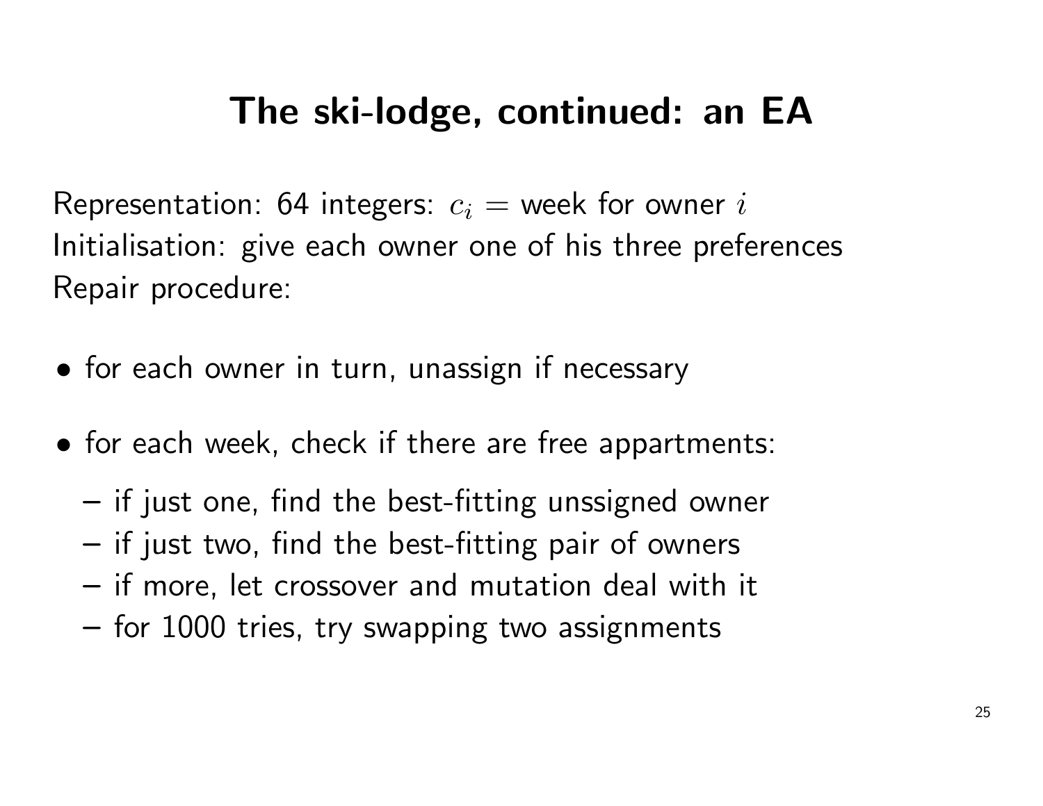# The ski-lodge, continued: an EA

Representation: 64 integers: $c_i$ = week for owner $i$
Initialisation: give each owner one of his three preferences
Repair procedure:

- for each owner in turn, unassign if necessary
- for each week, check if there are free appartments:
  - if just one, find the best-fitting unssigned owner
  - if just two, find the best-fitting pair of owners
  - if more, let crossover and mutation deal with it
  - for 1000 tries, try swapping two assignments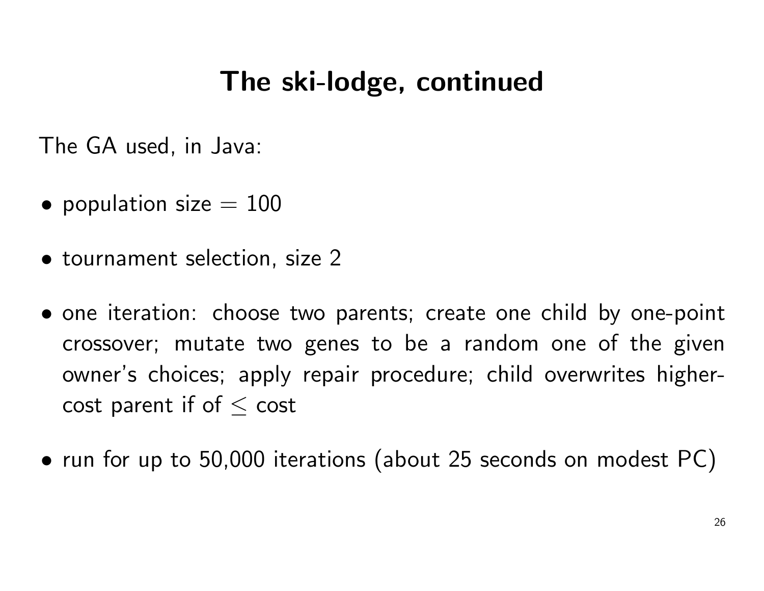# The ski-lodge, continued

The GA used, in Java:

- population size $= 100$
- tournament selection, size 2
- one iteration: choose two parents; create one child by one-point crossover; mutate two genes to be a random one of the given owner's choices; apply repair procedure; child overwrites higher-cost parent if of $\leq$ cost
- run for up to 50,000 iterations (about 25 seconds on modest PC)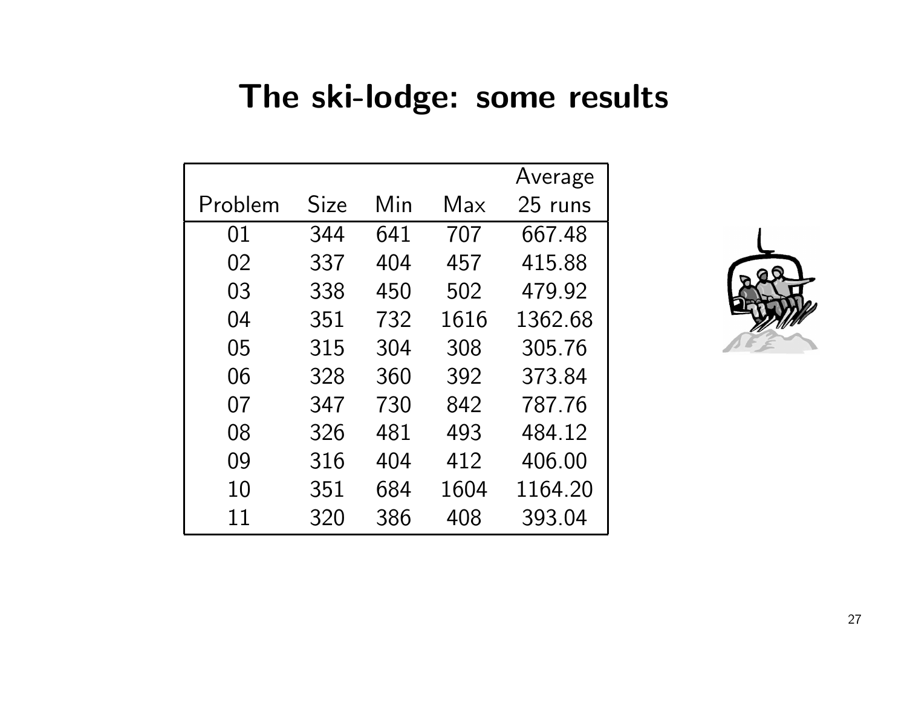# The ski-lodge: some results

| Problem | Size | Min | Max | Average 25 runs |
|---|---|---|---|---|
| 01 | 344 | 641 | 707 | 667.48 |
| 02 | 337 | 404 | 457 | 415.88 |
| 03 | 338 | 450 | 502 | 479.92 |
| 04 | 351 | 732 | 1616 | 1362.68 |
| 05 | 315 | 304 | 308 | 305.76 |
| 06 | 328 | 360 | 392 | 373.84 |
| 07 | 347 | 730 | 842 | 787.76 |
| 08 | 326 | 481 | 493 | 484.12 |
| 09 | 316 | 404 | 412 | 406.00 |
| 10 | 351 | 684 | 1604 | 1164.20 |
| 11 | 320 | 386 | 408 | 393.04 |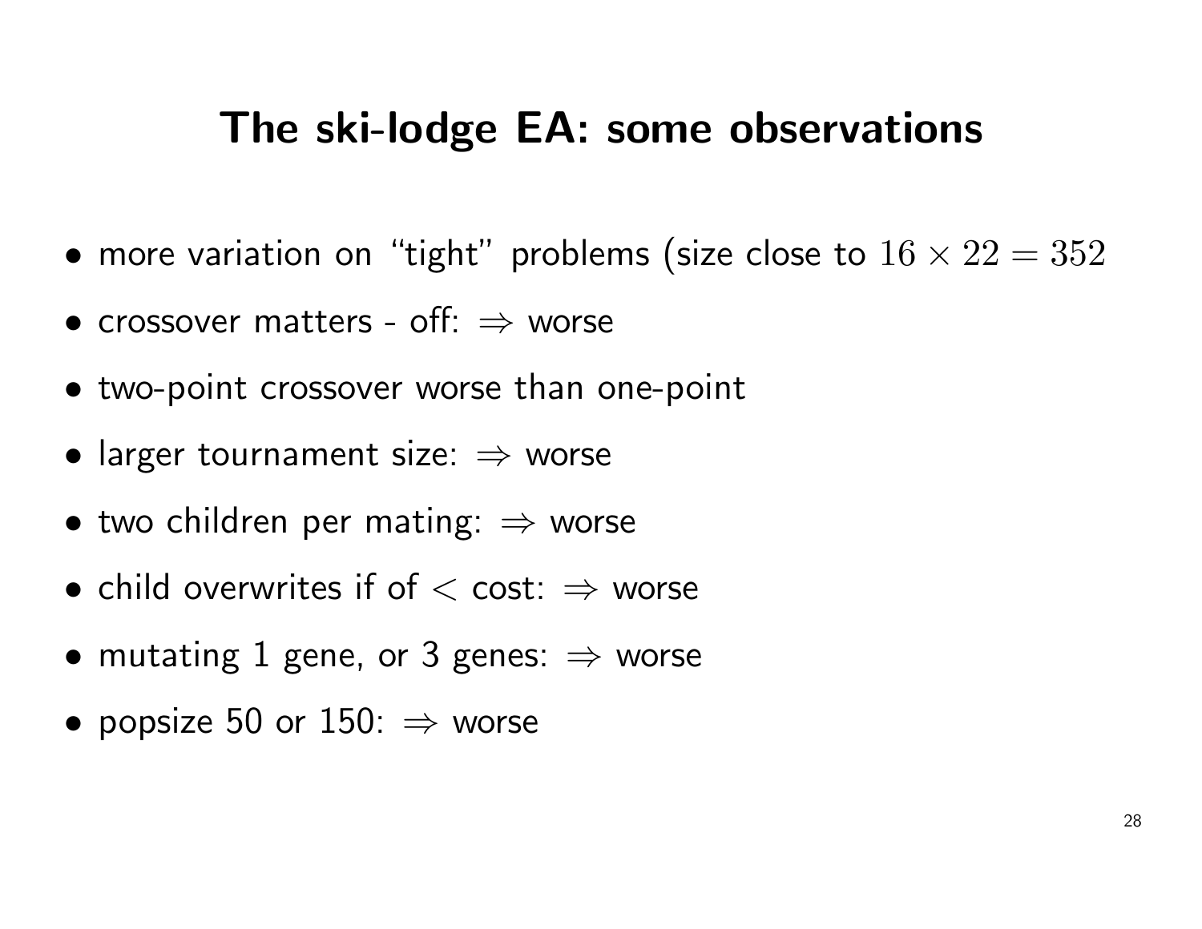# The ski-lodge EA: some observations

- more variation on "tight" problems (size close to $16 \times 22 = 352$
- crossover matters - off: $\Rightarrow$ worse
- two-point crossover worse than one-point
- larger tournament size: $\Rightarrow$ worse
- two children per mating: $\Rightarrow$ worse
- child overwrites if of $<$ cost: $\Rightarrow$ worse
- mutating 1 gene, or 3 genes: $\Rightarrow$ worse
- popsize 50 or 150: $\Rightarrow$ worse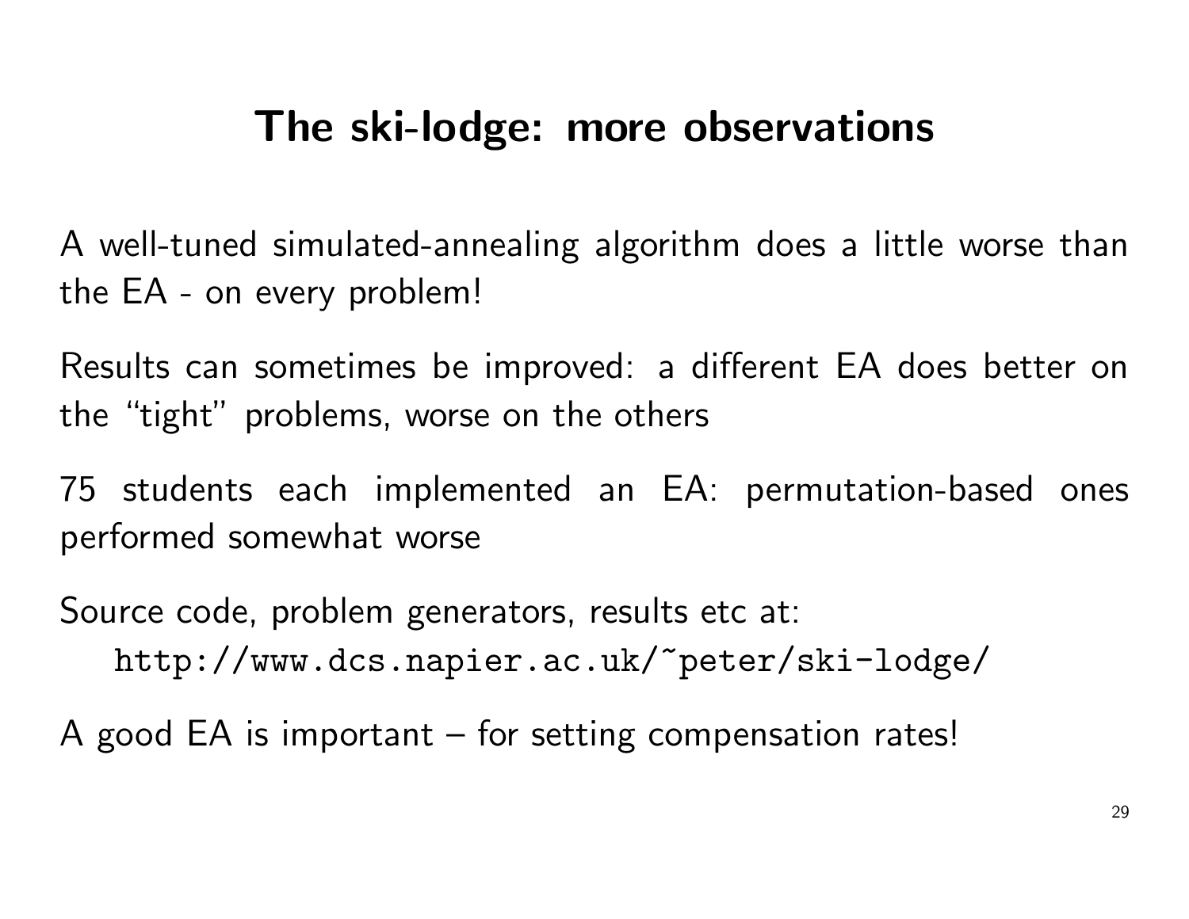# The ski-lodge: more observations

A well-tuned simulated-annealing algorithm does a little worse than the EA - on every problem!

Results can sometimes be improved: a different EA does better on the "tight" problems, worse on the others

75 students each implemented an EA: permutation-based ones performed somewhat worse

Source code, problem generators, results etc at:

```
http://www.dcs.napier.ac.uk/~peter/ski-lodge/
```

A good EA is important – for setting compensation rates!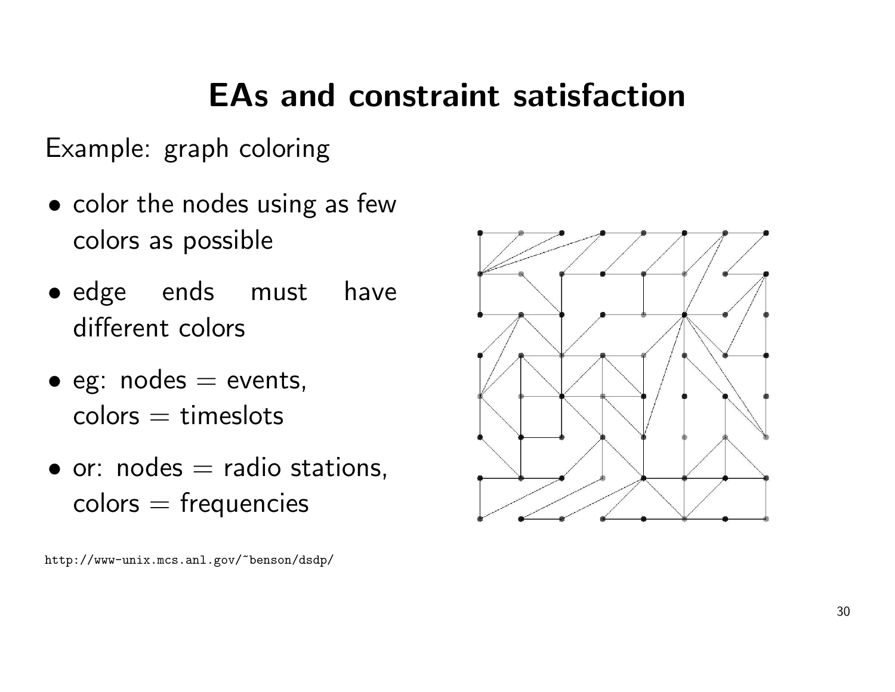# EAs and constraint satisfaction

Example: graph coloring

- color the nodes using as few colors as possible
- edge ends must have different colors
- eg: nodes = events, colors = timeslots
- or: nodes = radio stations, colors = frequencies

http://www-unix.mcs.anl.gov/~benson/dsdp/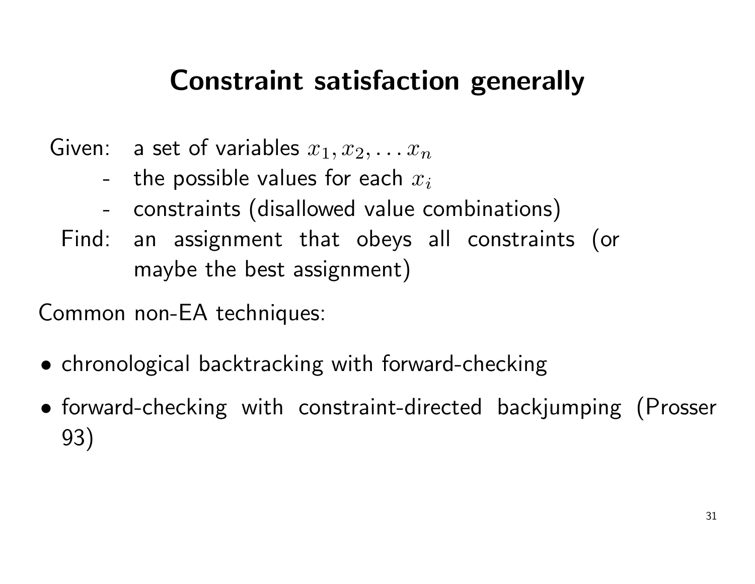# Constraint satisfaction generally

Given: a set of variables $x_1, x_2, \ldots x_n$

- the possible values for each $x_i$
- constraints (disallowed value combinations)

Find: an assignment that obeys all constraints (or maybe the best assignment)

Common non-EA techniques:

- chronological backtracking with forward-checking
- forward-checking with constraint-directed backjumping (Prosser 93)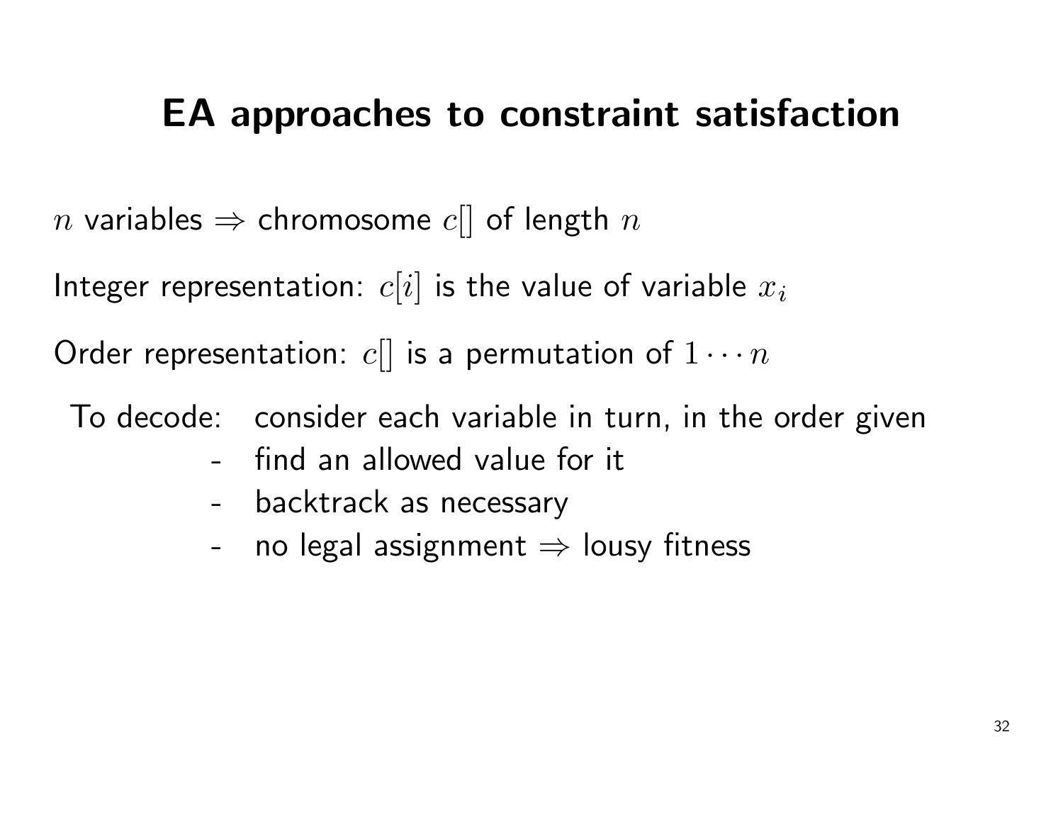# EA approaches to constraint satisfaction

$n$ variables $\Rightarrow$ chromosome $c[]$ of length $n$

Integer representation: $c[i]$ is the value of variable $x_i$

Order representation: $c[]$ is a permutation of $1 \cdots n$

To decode: consider each variable in turn, in the order given

- find an allowed value for it
- backtrack as necessary
- no legal assignment $\Rightarrow$ lousy fitness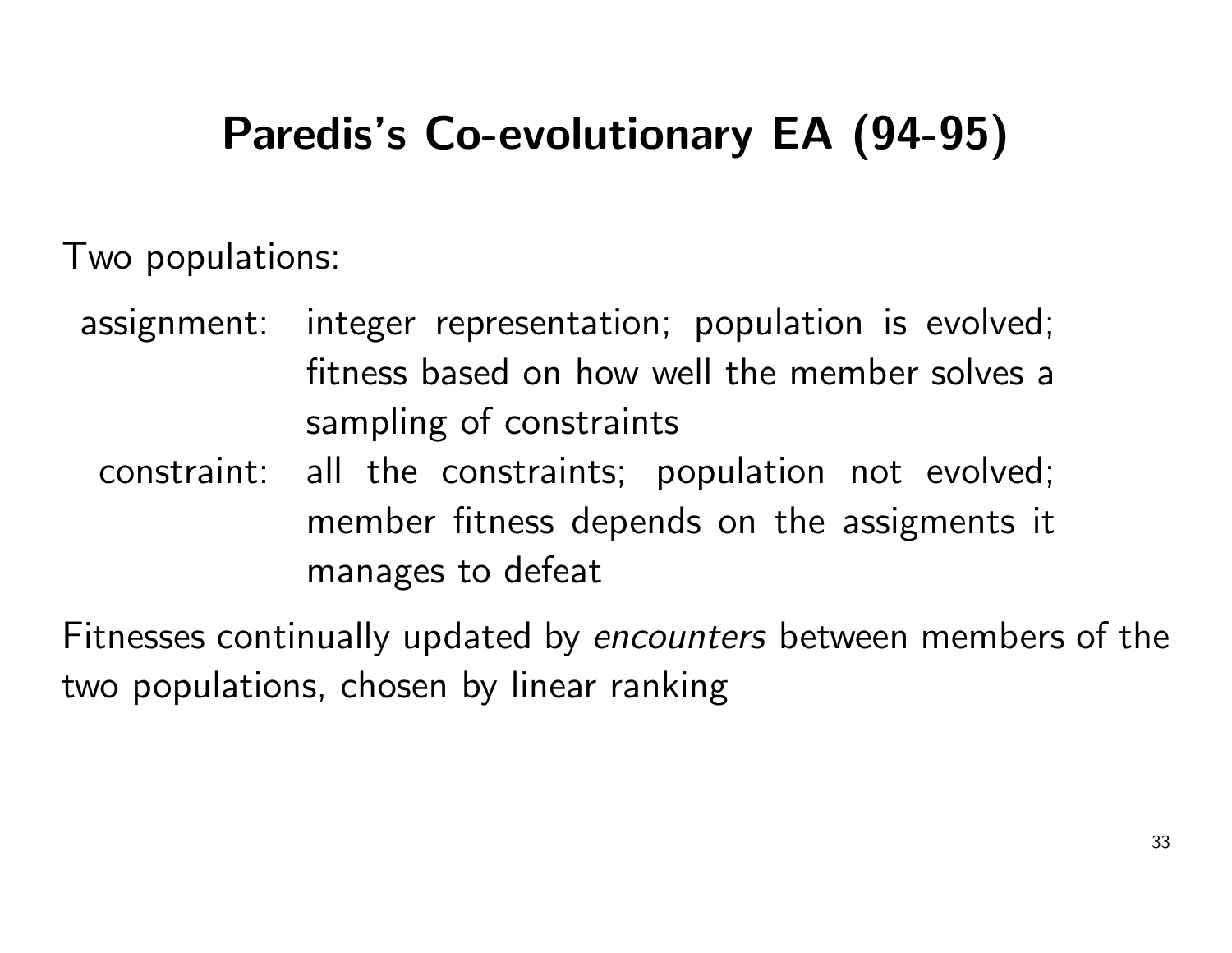# Paredis's Co-evolutionary EA (94-95)

Two populations:

- **assignment:** integer representation; population is evolved; fitness based on how well the member solves a sampling of constraints
- **constraint:** all the constraints; population not evolved; member fitness depends on the assigments it manages to defeat

Fitnesses continually updated by *encounters* between members of the two populations, chosen by linear ranking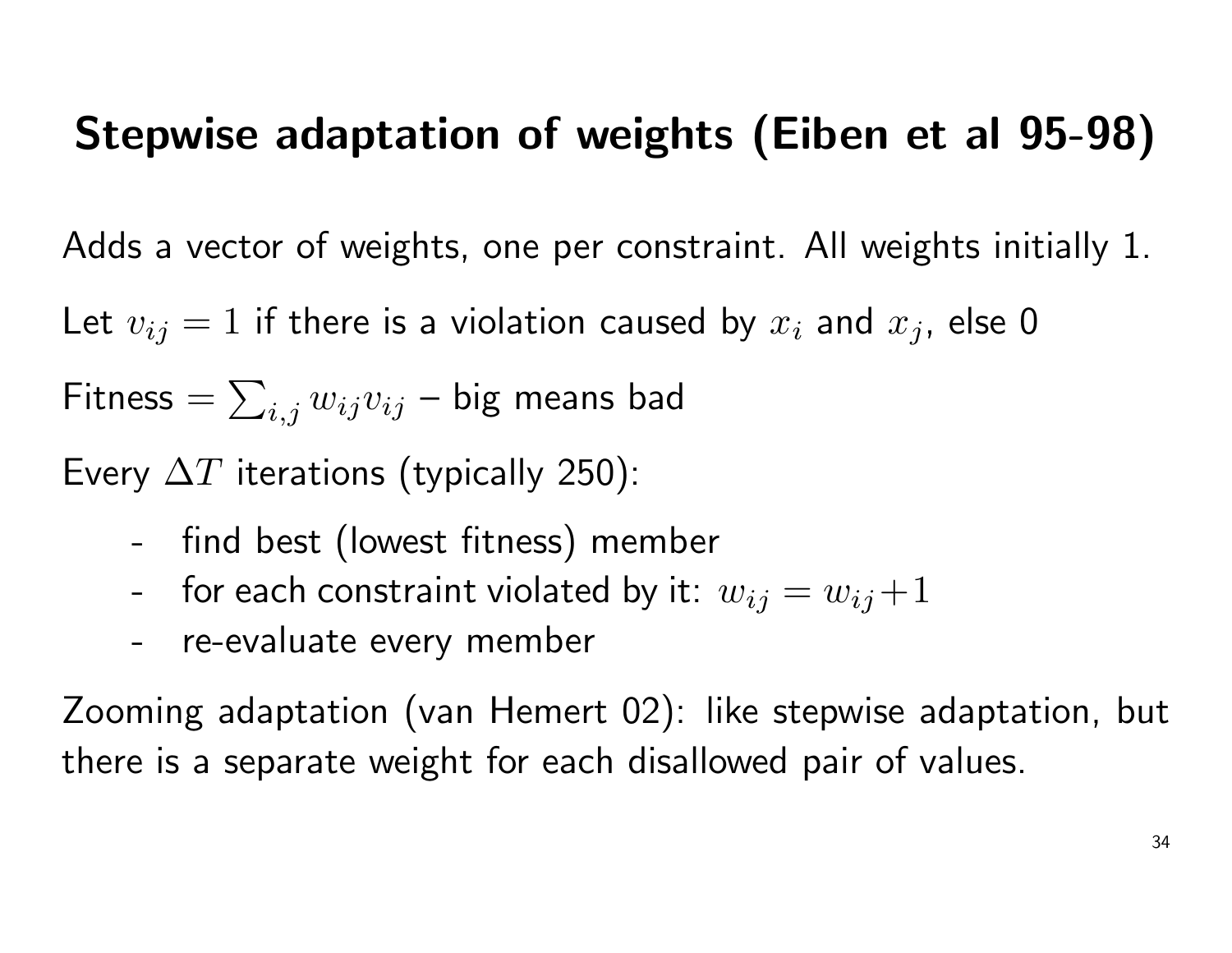# Stepwise adaptation of weights (Eiben et al 95-98)

Adds a vector of weights, one per constraint. All weights initially 1.

Let $v_{ij} = 1$ if there is a violation caused by $x_i$ and $x_j$, else 0

Fitness $= \sum_{i,j} w_{ij} v_{ij}$ – big means bad

Every $\Delta T$ iterations (typically 250):

- find best (lowest fitness) member
- for each constraint violated by it: $w_{ij} = w_{ij} + 1$
- re-evaluate every member

Zooming adaptation (van Hemert 02): like stepwise adaptation, but there is a separate weight for each disallowed pair of values.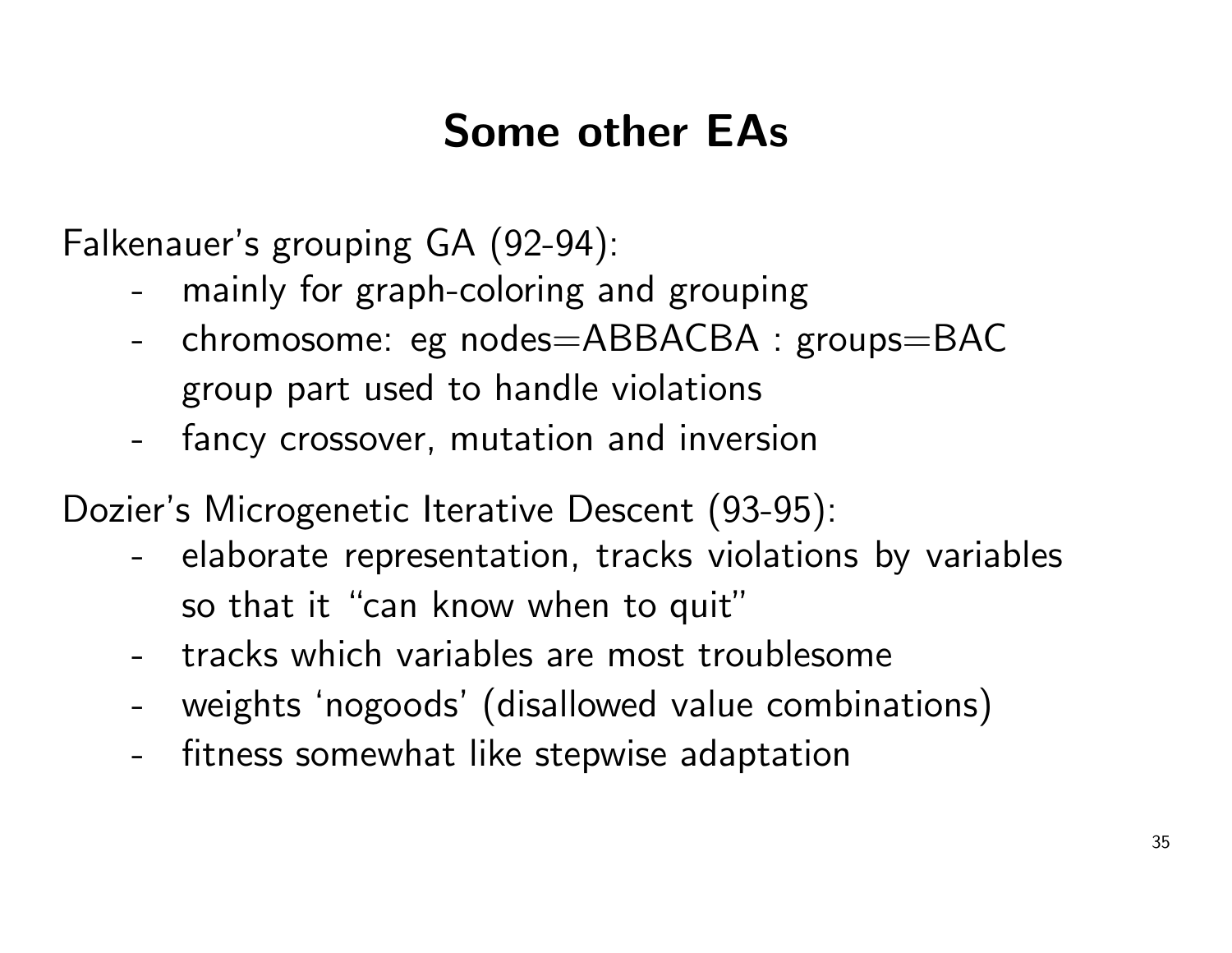# Some other EAs

Falkenauer's grouping GA (92-94):

- mainly for graph-coloring and grouping
- chromosome: eg nodes=ABBACBA : groups=BAC
  group part used to handle violations
- fancy crossover, mutation and inversion

Dozier's Microgenetic Iterative Descent (93-95):

- elaborate representation, tracks violations by variables
  so that it "can know when to quit"
- tracks which variables are most troublesome
- weights 'nogoods' (disallowed value combinations)
- fitness somewhat like stepwise adaptation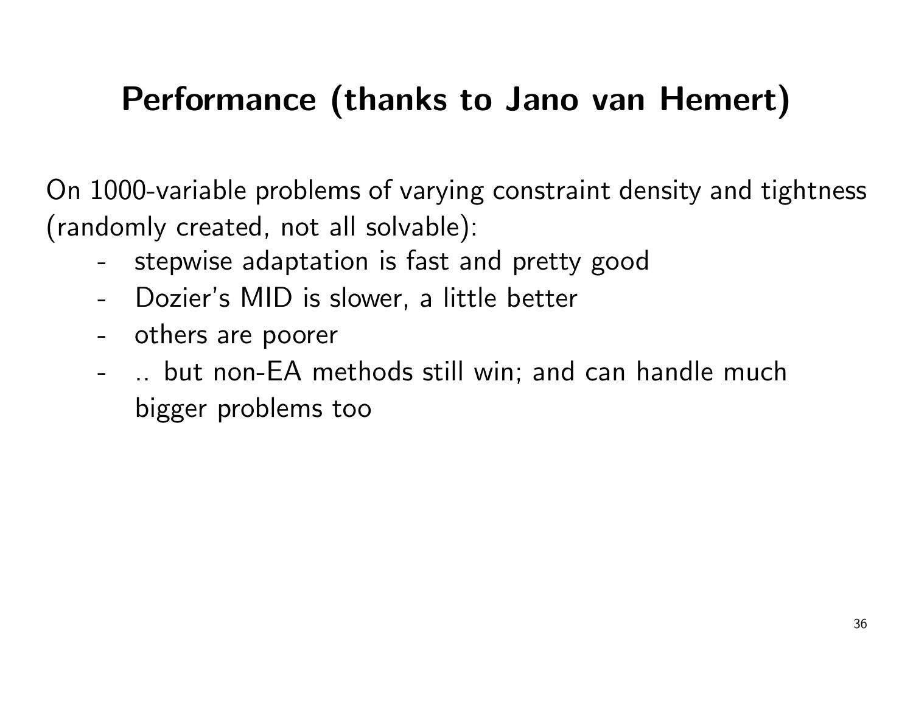# Performance (thanks to Jano van Hemert)

On 1000-variable problems of varying constraint density and tightness (randomly created, not all solvable):

- stepwise adaptation is fast and pretty good
- Dozier's MID is slower, a little better
- others are poorer
- .. but non-EA methods still win; and can handle much bigger problems too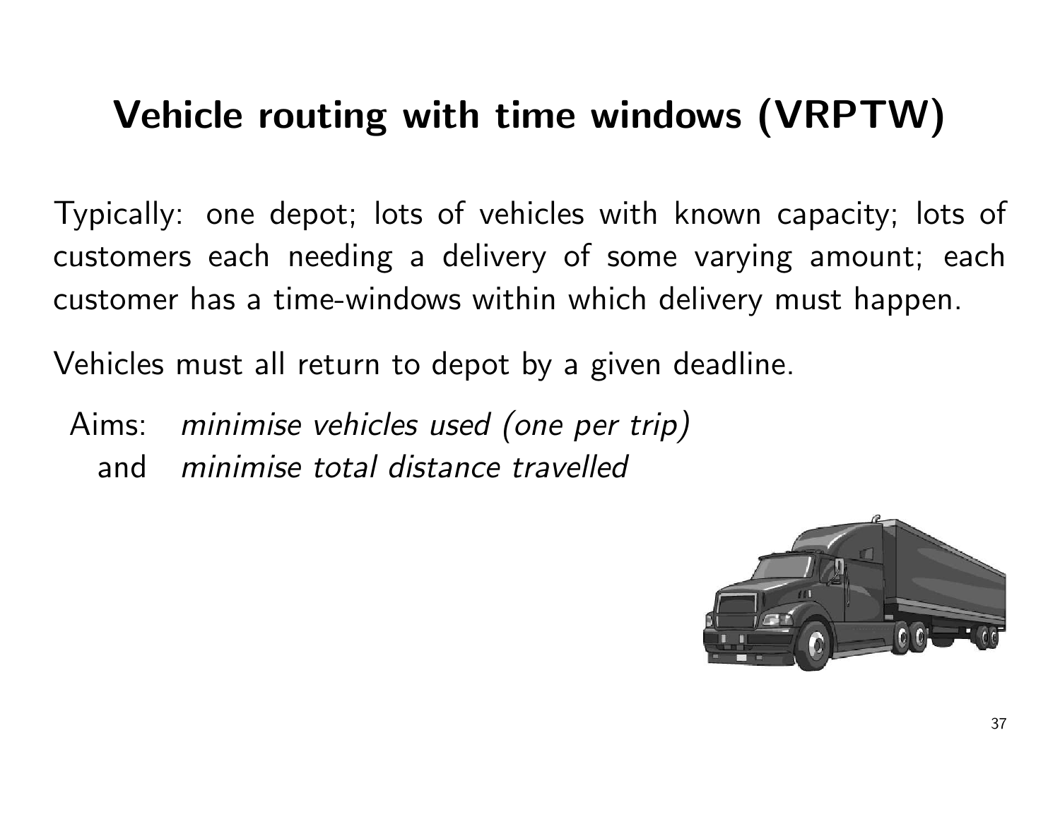# Vehicle routing with time windows (VRPTW)

Typically: one depot; lots of vehicles with known capacity; lots of customers each needing a delivery of some varying amount; each customer has a time-windows within which delivery must happen.

Vehicles must all return to depot by a given deadline.

Aims: *minimise vehicles used (one per trip)*
and *minimise total distance travelled*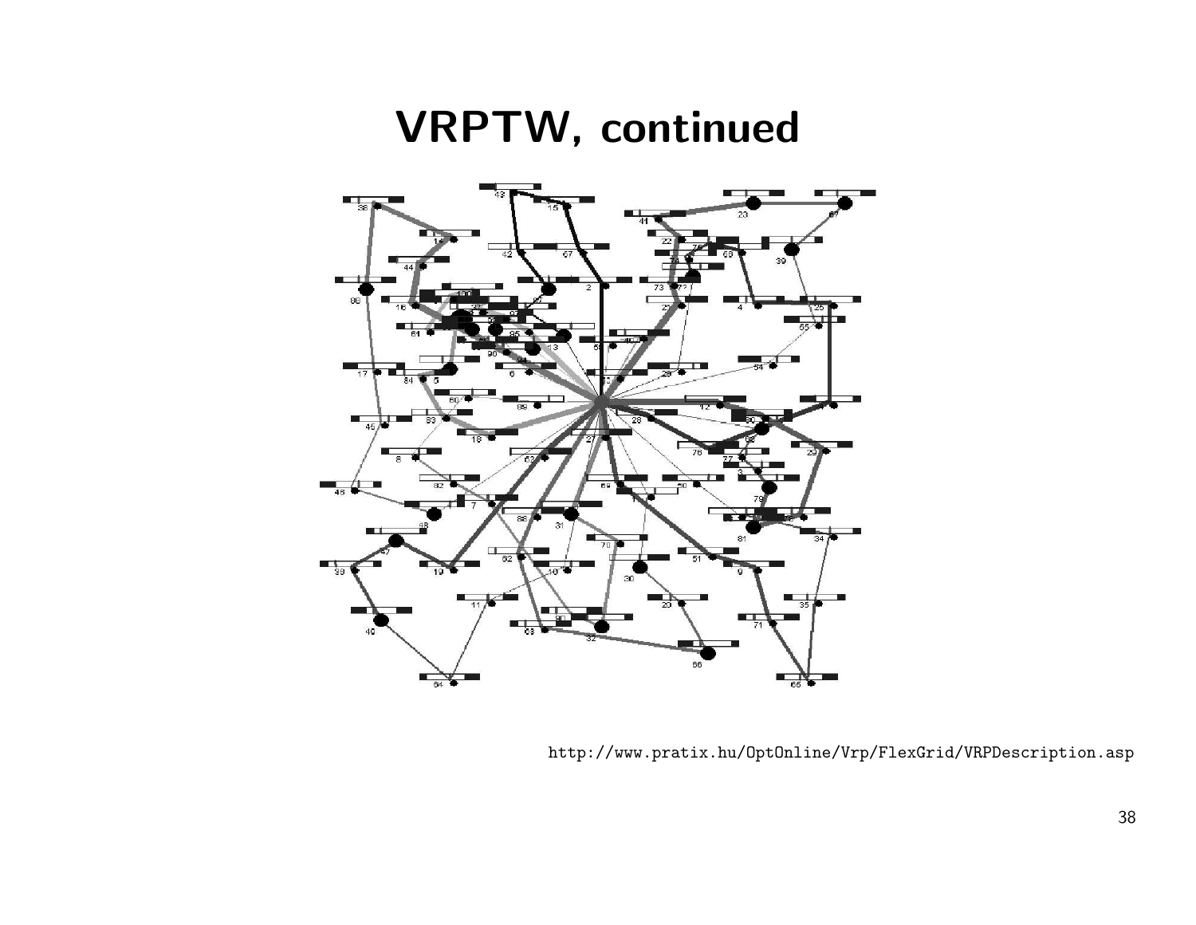# VRPTW, continued

http://www.pratix.hu/OptOnline/Vrp/FlexGrid/VRPDescription.asp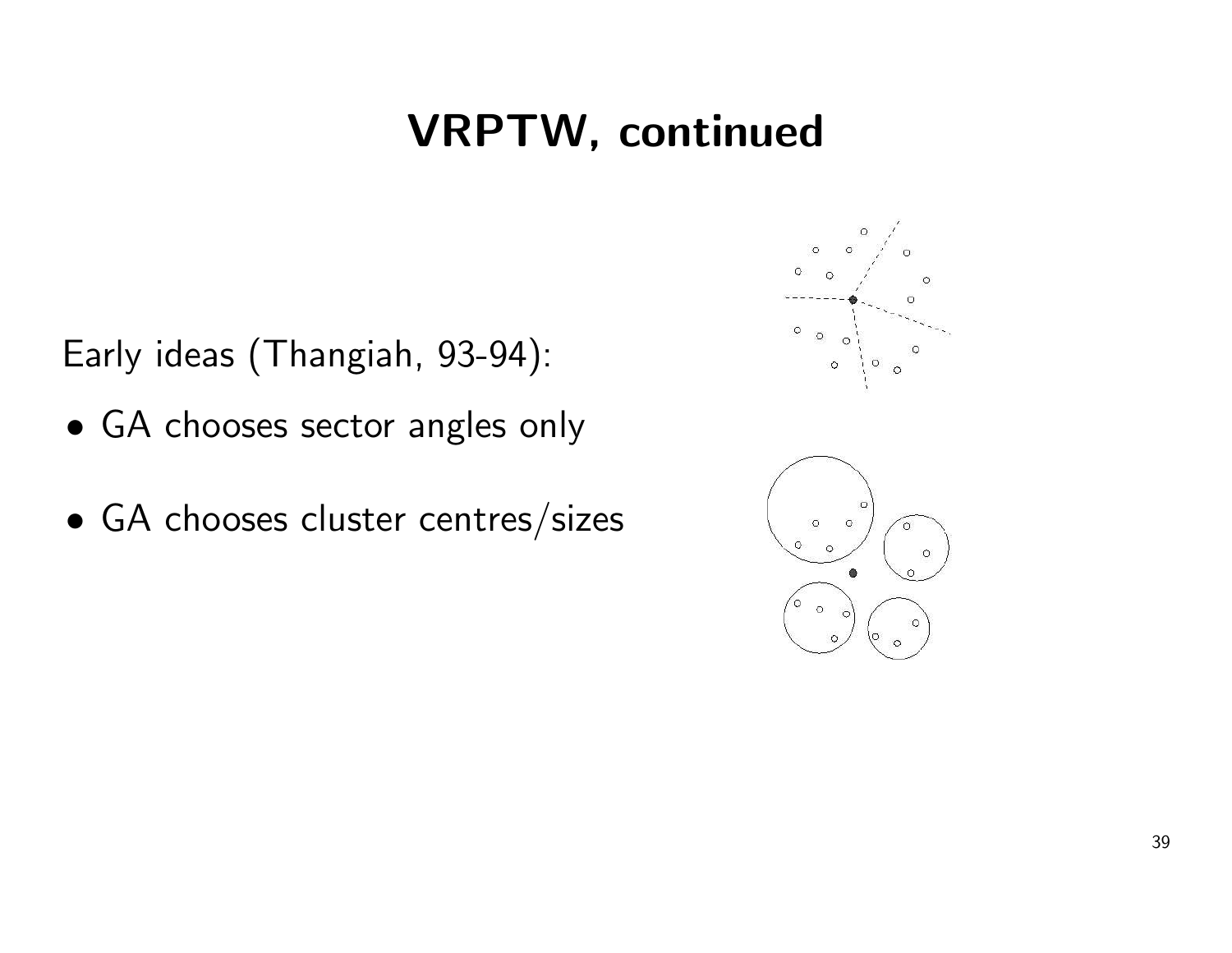# VRPTW, continued

Early ideas (Thangiah, 93-94):

- GA chooses sector angles only
- GA chooses cluster centres/sizes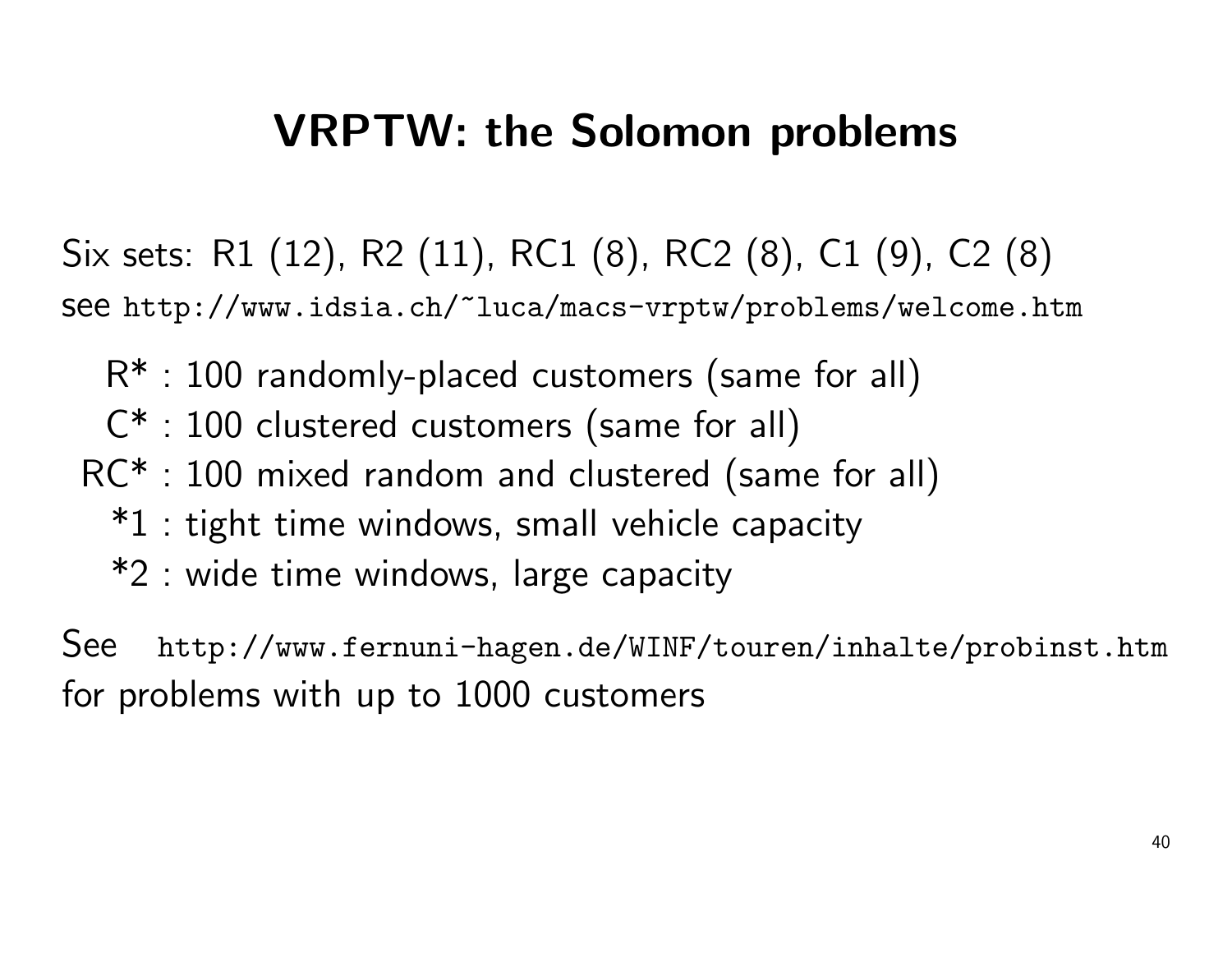# VRPTW: the Solomon problems

Six sets: R1 (12), R2 (11), RC1 (8), RC2 (8), C1 (9), C2 (8)
see `http://www.idsia.ch/~luca/macs-vrptw/problems/welcome.htm`

- R* : 100 randomly-placed customers (same for all)
- C* : 100 clustered customers (same for all)
- RC* : 100 mixed random and clustered (same for all)
- *1 : tight time windows, small vehicle capacity
- *2 : wide time windows, large capacity

See `http://www.fernuni-hagen.de/WINF/touren/inhalte/probinst.htm` for problems with up to 1000 customers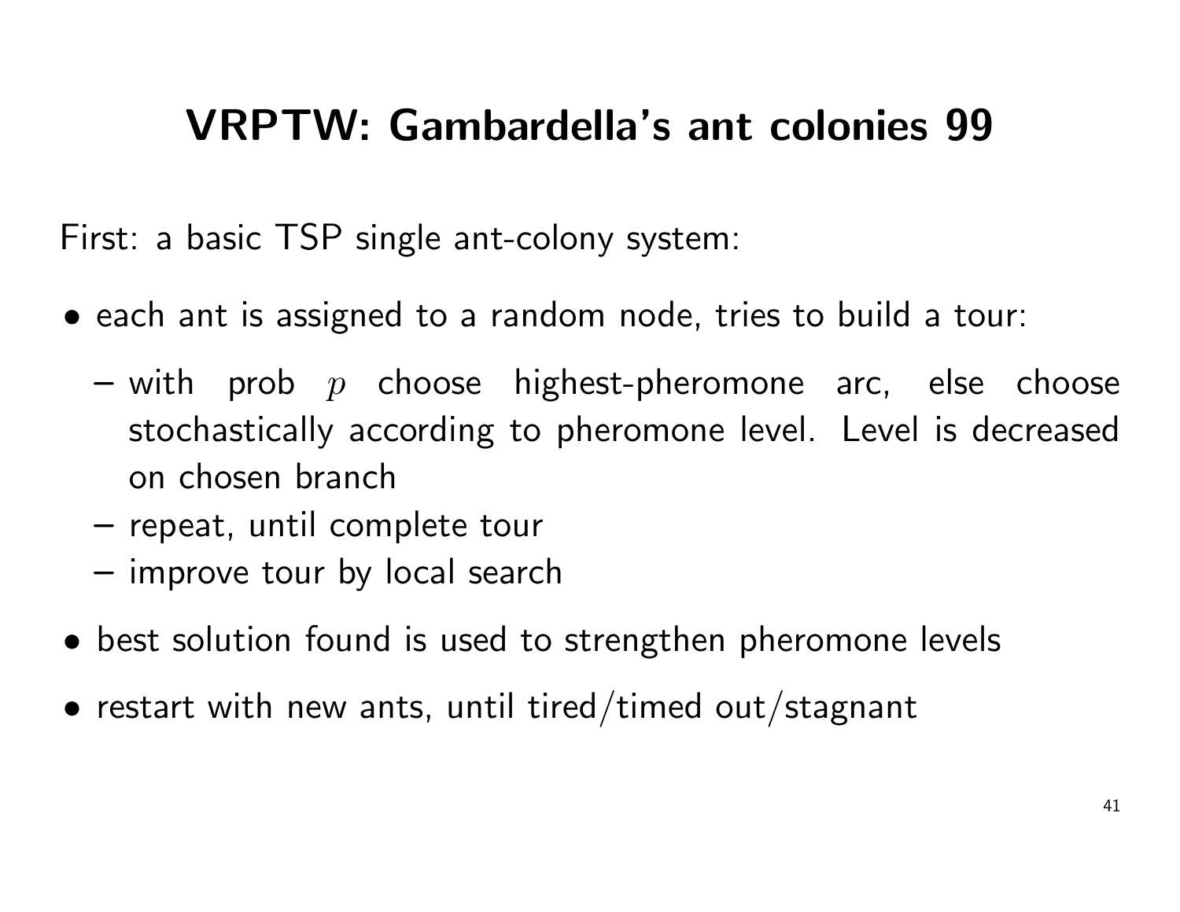# VRPTW: Gambardella's ant colonies 99

First: a basic TSP single ant-colony system:

- each ant is assigned to a random node, tries to build a tour:
  - with prob $p$ choose highest-pheromone arc, else choose stochastically according to pheromone level. Level is decreased on chosen branch
  - repeat, until complete tour
  - improve tour by local search
- best solution found is used to strengthen pheromone levels
- restart with new ants, until tired/timed out/stagnant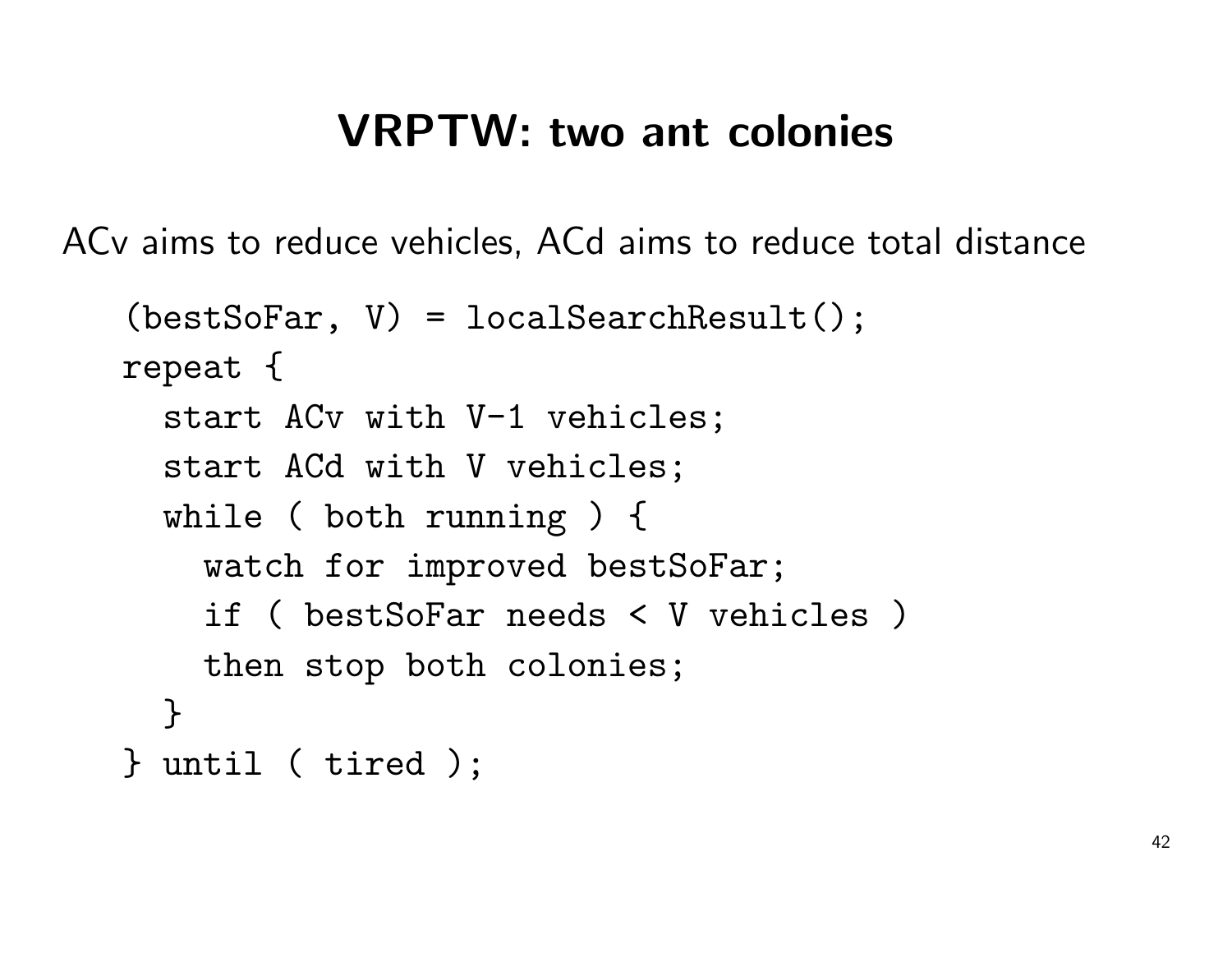# VRPTW: two ant colonies

ACv aims to reduce vehicles, ACd aims to reduce total distance

```
(bestSoFar, V) = localSearchResult();
repeat {
  start ACv with V-1 vehicles;
  start ACd with V vehicles;
  while ( both running ) {
    watch for improved bestSoFar;
    if ( bestSoFar needs < V vehicles )
    then stop both colonies;
  }
} until ( tired );
```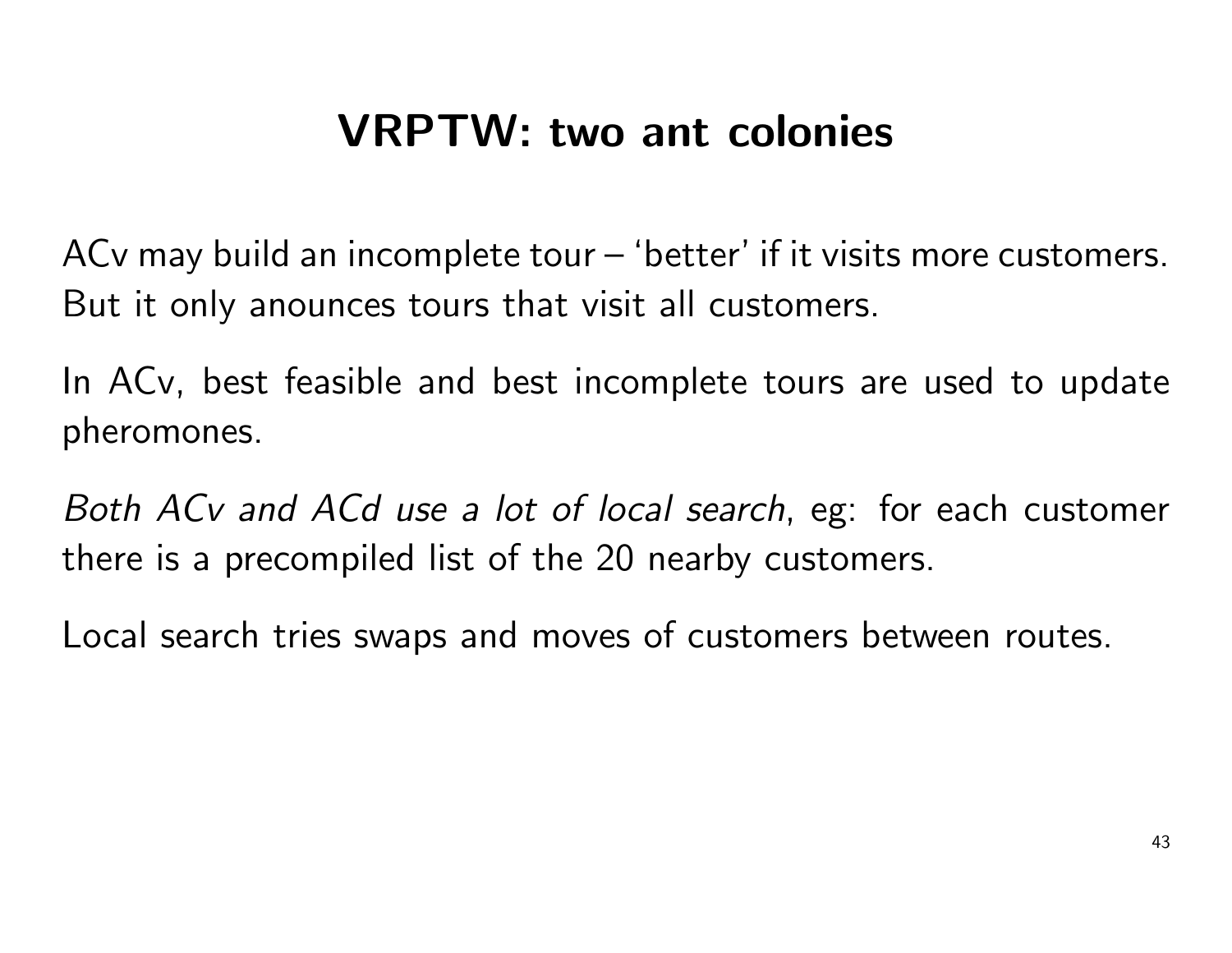# VRPTW: two ant colonies

ACv may build an incomplete tour – 'better' if it visits more customers. But it only anounces tours that visit all customers.

In ACv, best feasible and best incomplete tours are used to update pheromones.

*Both ACv and ACd use a lot of local search*, eg: for each customer there is a precompiled list of the 20 nearby customers.

Local search tries swaps and moves of customers between routes.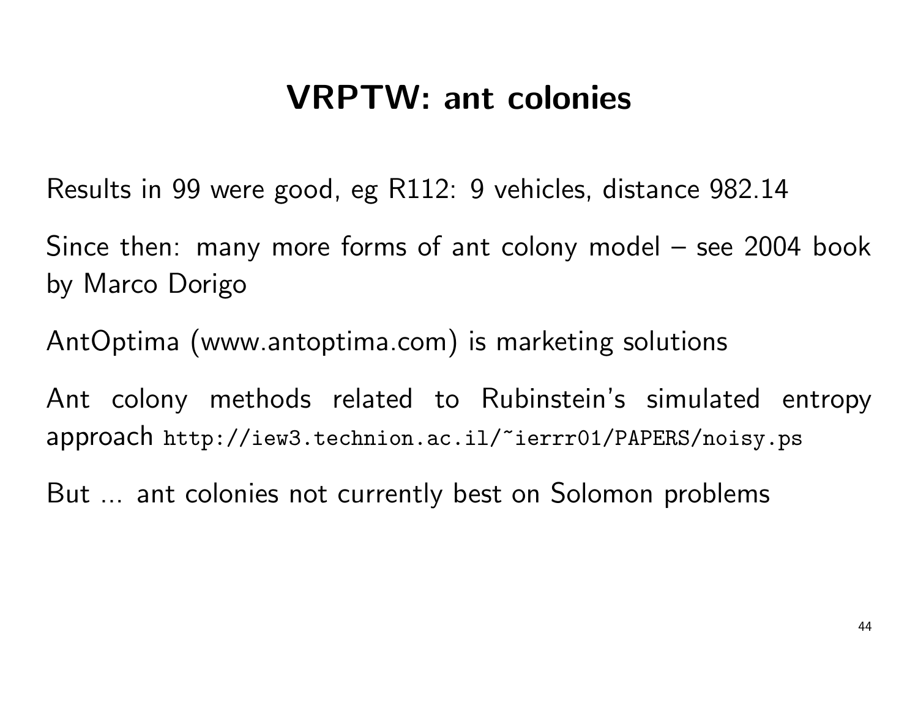# VRPTW: ant colonies

Results in 99 were good, eg R112: 9 vehicles, distance 982.14

Since then: many more forms of ant colony model – see 2004 book by Marco Dorigo

AntOptima (www.antoptima.com) is marketing solutions

Ant colony methods related to Rubinstein's simulated entropy approach `http://iew3.technion.ac.il/~ierrr01/PAPERS/noisy.ps`

But ... ant colonies not currently best on Solomon problems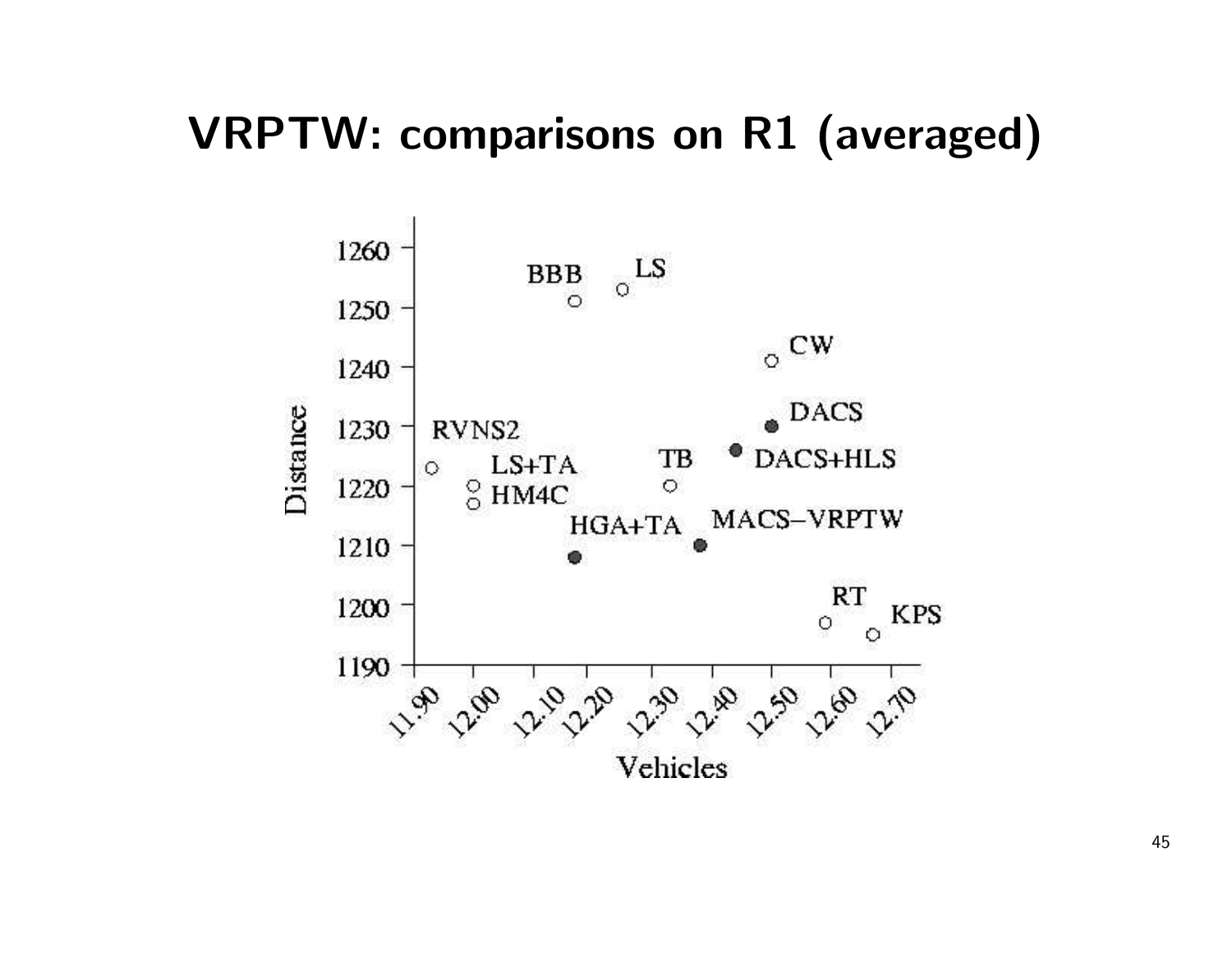# VRPTW: comparisons on R1 (averaged)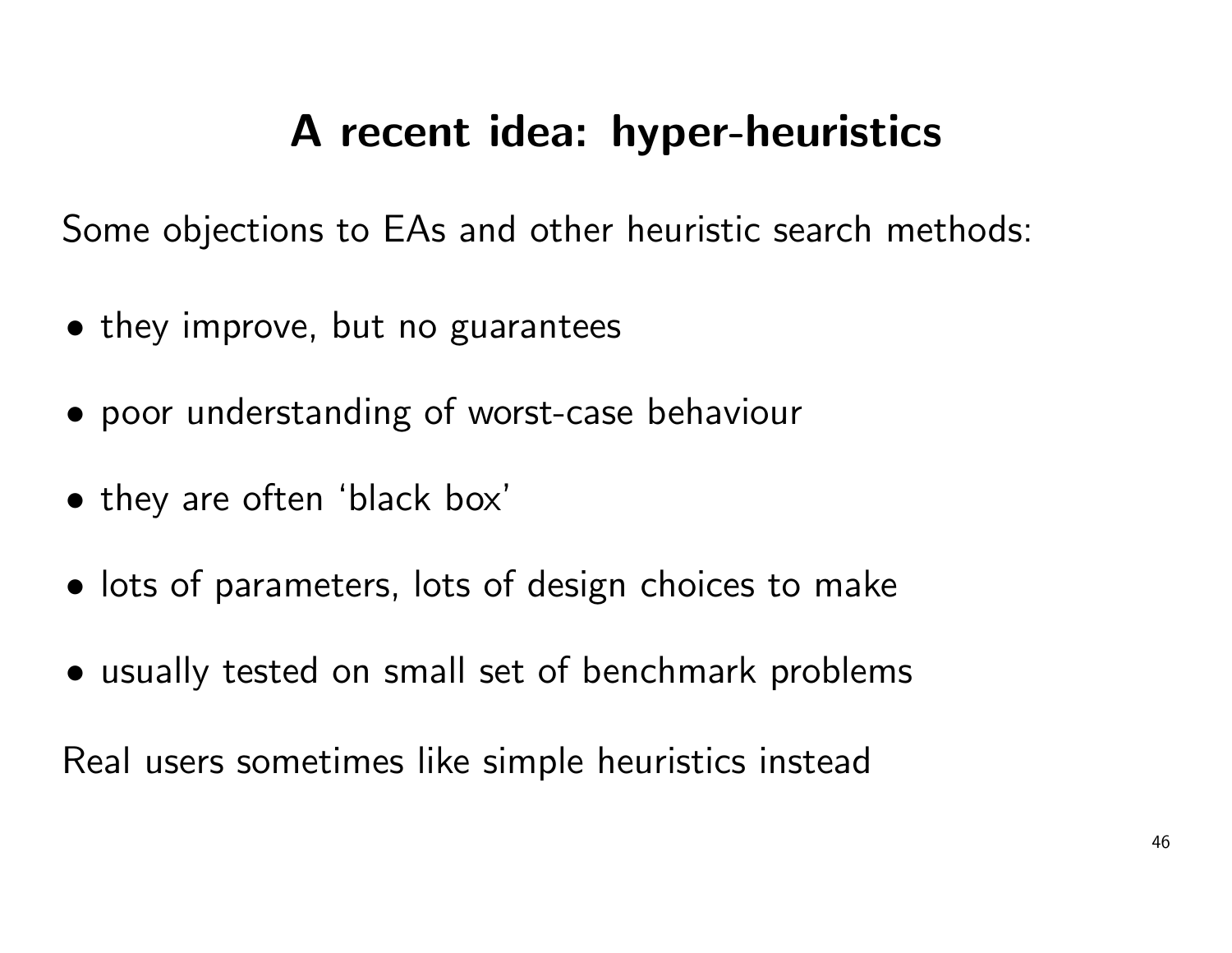# A recent idea: hyper-heuristics

Some objections to EAs and other heuristic search methods:

- they improve, but no guarantees
- poor understanding of worst-case behaviour
- they are often 'black box'
- lots of parameters, lots of design choices to make
- usually tested on small set of benchmark problems

Real users sometimes like simple heuristics instead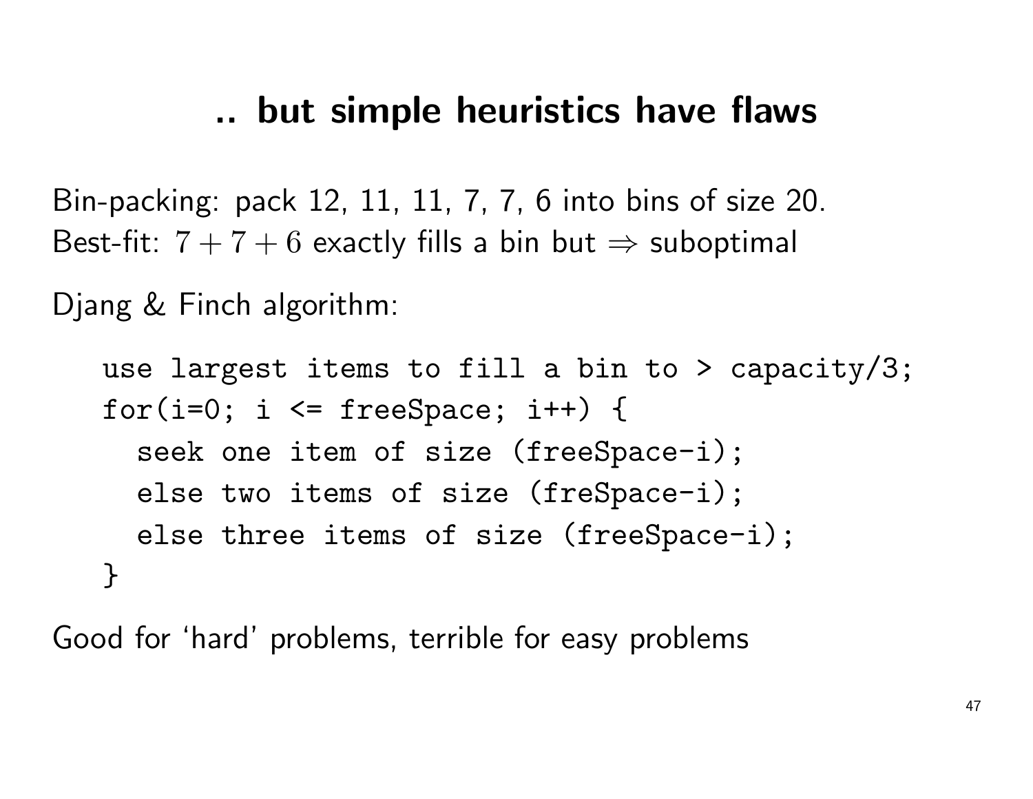# .. but simple heuristics have flaws

Bin-packing: pack 12, 11, 11, 7, 7, 6 into bins of size 20.
Best-fit: $7+7+6$ exactly fills a bin but $\Rightarrow$ suboptimal

Djang & Finch algorithm:

```
use largest items to fill a bin to > capacity/3;
for(i=0; i <= freeSpace; i++) {
  seek one item of size (freeSpace-i);
  else two items of size (freSpace-i);
  else three items of size (freeSpace-i);
}
```

Good for ‘hard’ problems, terrible for easy problems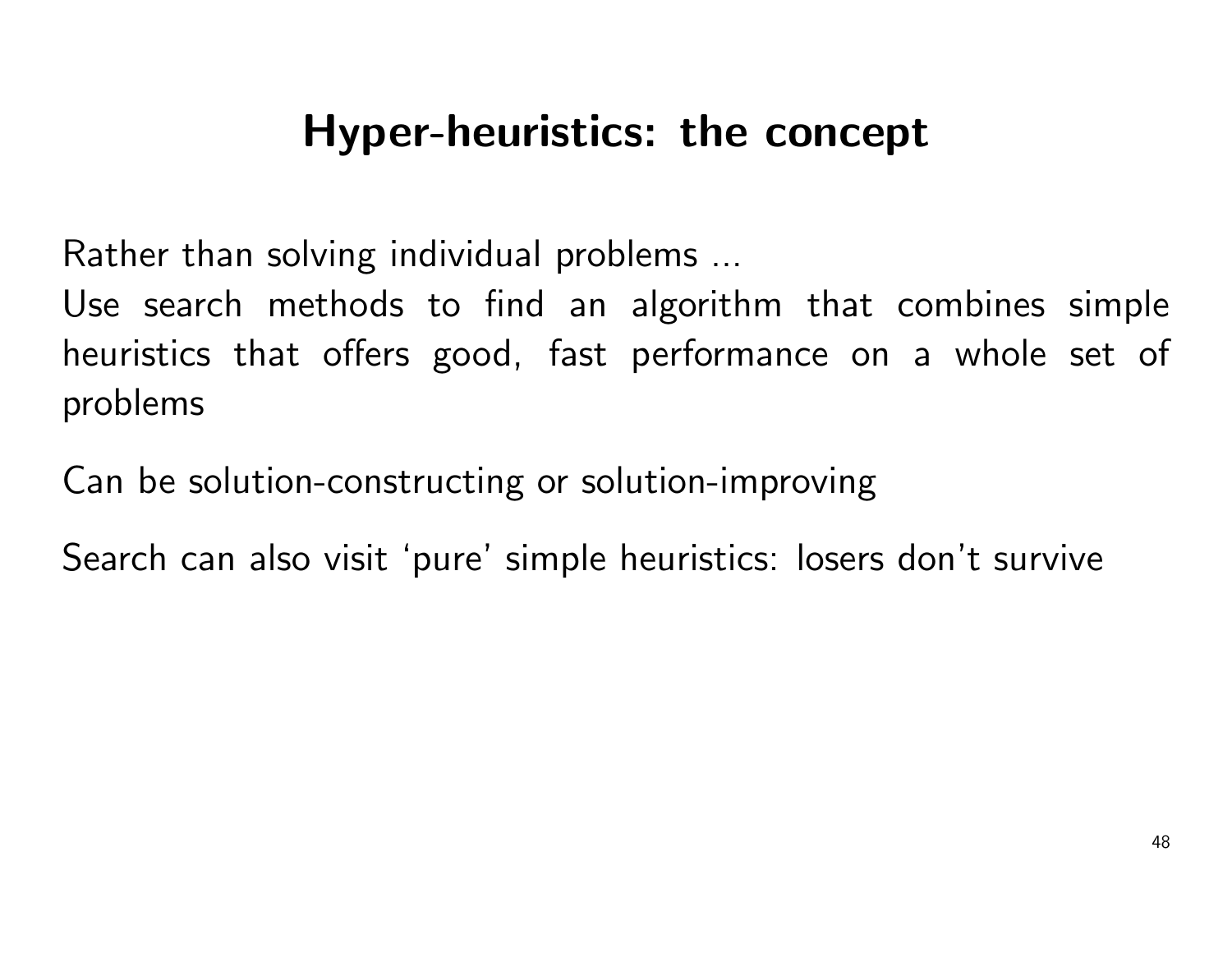# Hyper-heuristics: the concept

Rather than solving individual problems ...
Use search methods to find an algorithm that combines simple heuristics that offers good, fast performance on a whole set of problems

Can be solution-constructing or solution-improving

Search can also visit ‘pure’ simple heuristics: losers don’t survive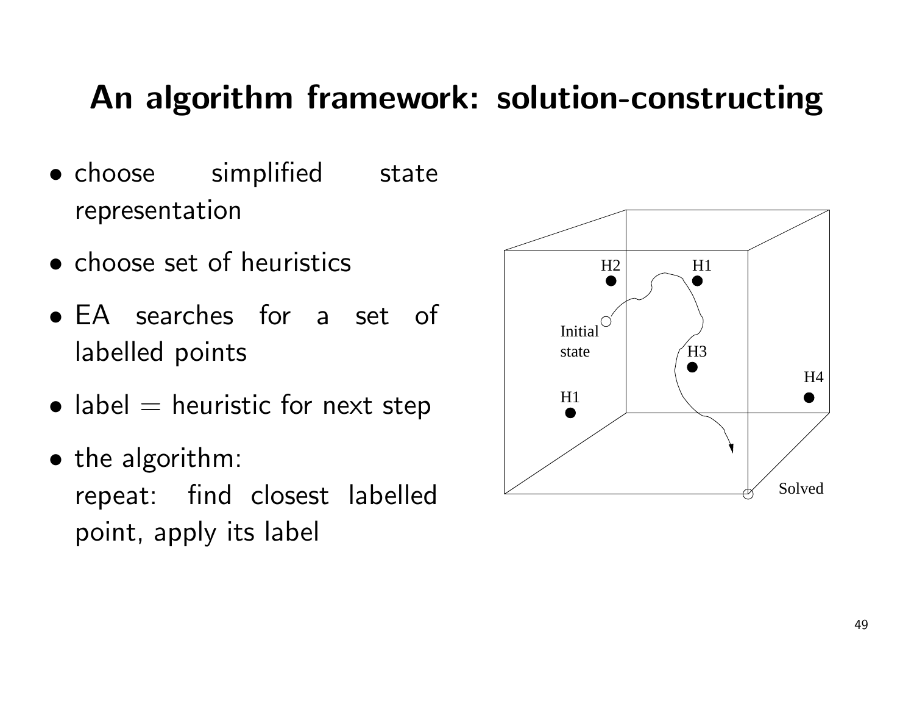# An algorithm framework: solution-constructing

- choose simplified state representation
- choose set of heuristics
- EA searches for a set of labelled points
- label = heuristic for next step
- the algorithm:
  repeat: find closest labelled point, apply its label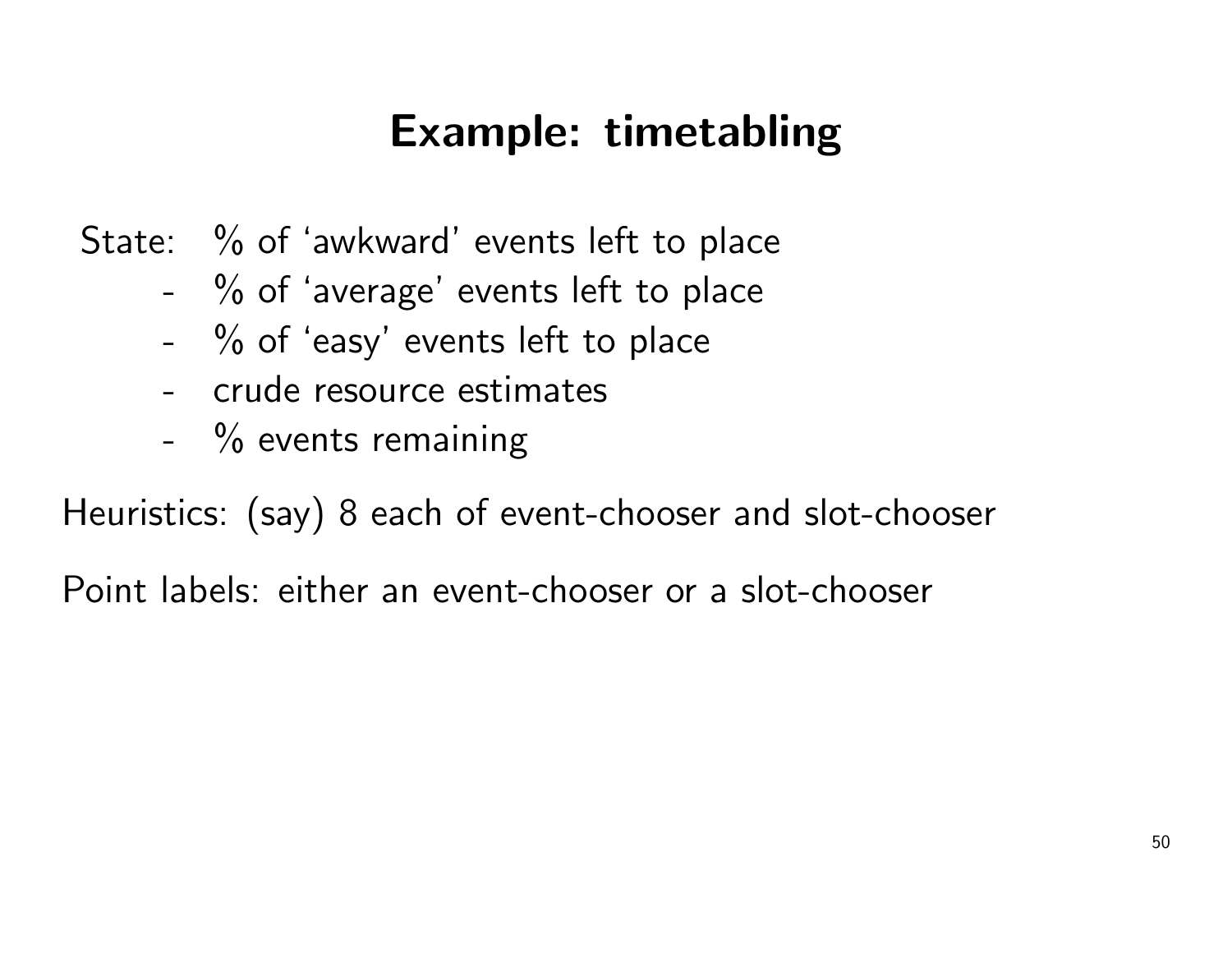# Example: timetabling

State:
- % of 'awkward' events left to place
- % of 'average' events left to place
- % of 'easy' events left to place
- crude resource estimates
- % events remaining

Heuristics: (say) 8 each of event-chooser and slot-chooser

Point labels: either an event-chooser or a slot-chooser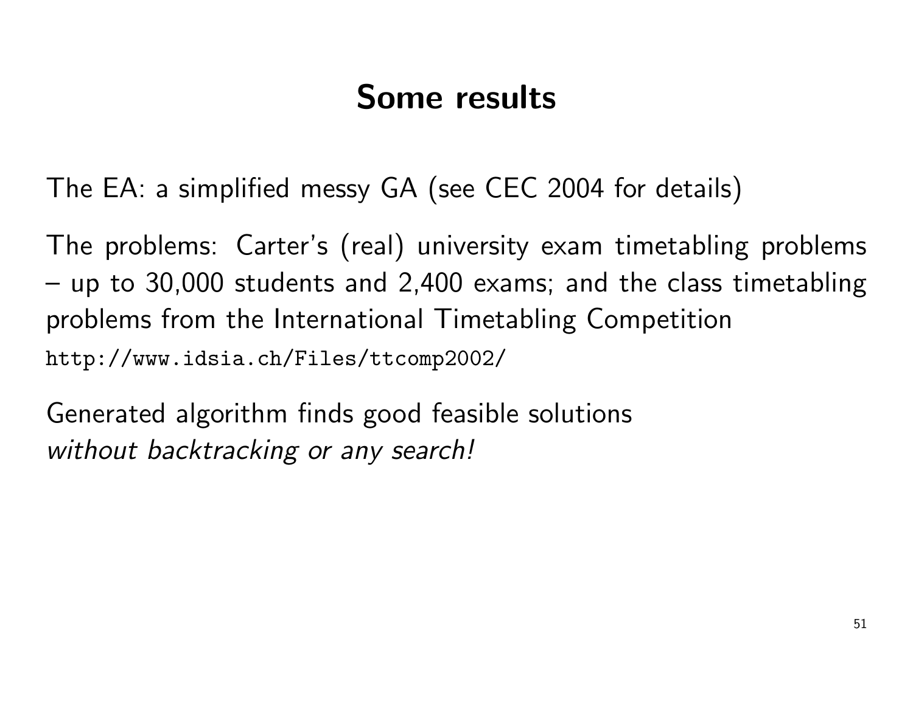# Some results

The EA: a simplified messy GA (see CEC 2004 for details)

The problems: Carter's (real) university exam timetabling problems – up to 30,000 students and 2,400 exams; and the class timetabling problems from the International Timetabling Competition `http://www.idsia.ch/Files/ttcomp2002/`

Generated algorithm finds good feasible solutions
*without backtracking or any search!*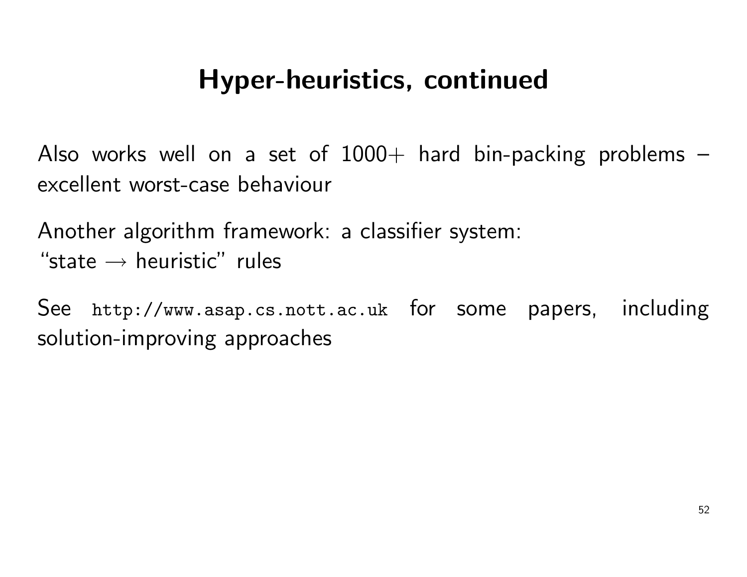# Hyper-heuristics, continued

Also works well on a set of 1000+ hard bin-packing problems – excellent worst-case behaviour

Another algorithm framework: a classifier system:
"state $\rightarrow$ heuristic" rules

See `http://www.asap.cs.nott.ac.uk` for some papers, including solution-improving approaches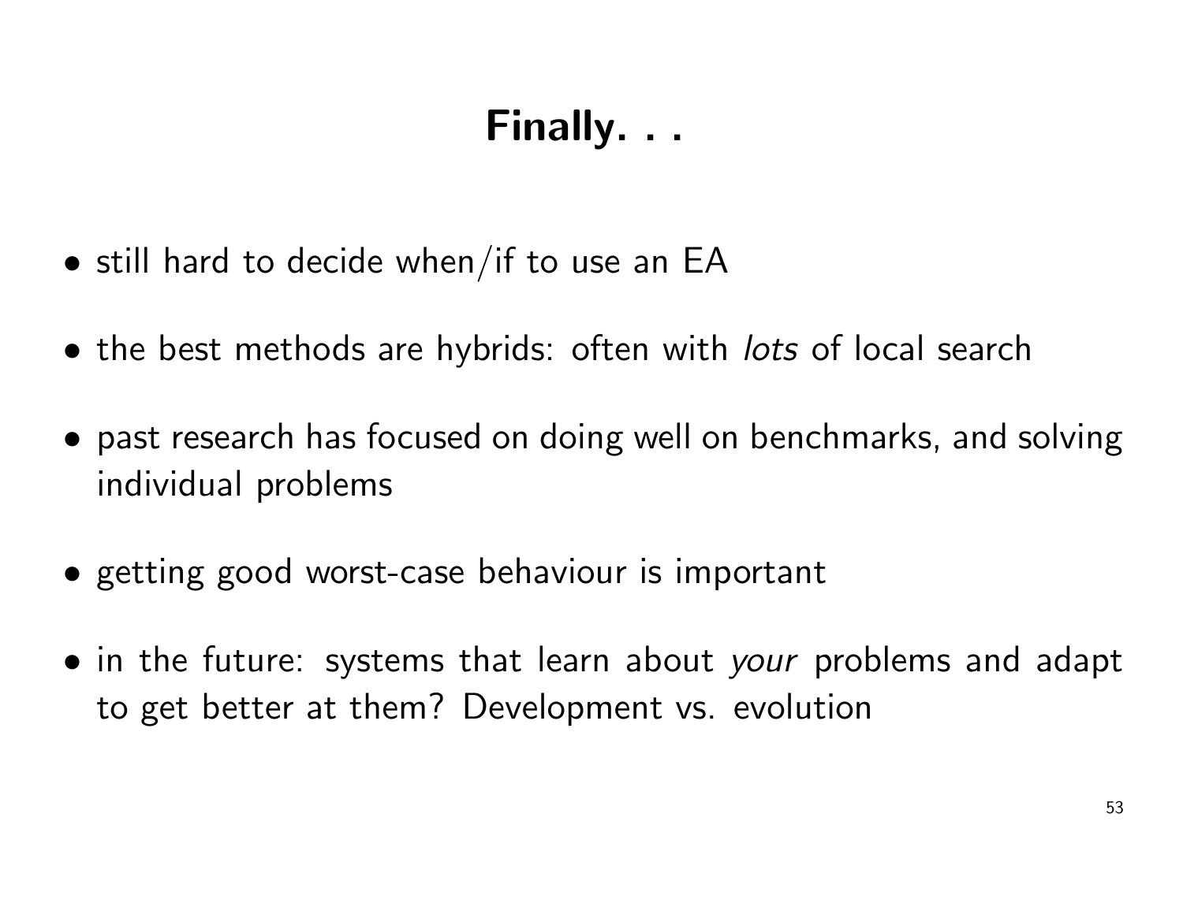# Finally. . .

- still hard to decide when/if to use an EA
- the best methods are hybrids: often with *lots* of local search
- past research has focused on doing well on benchmarks, and solving individual problems
- getting good worst-case behaviour is important
- in the future: systems that learn about *your* problems and adapt to get better at them? Development vs. evolution